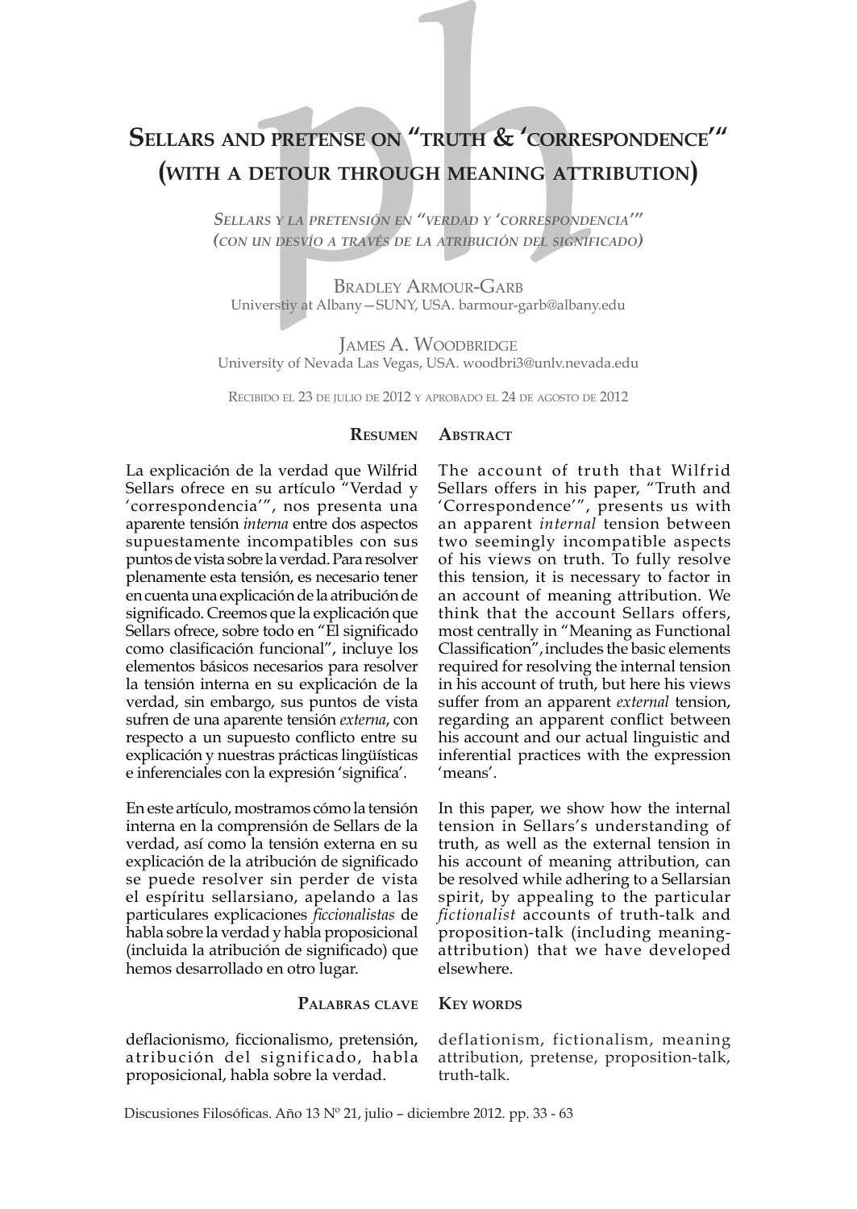# Sellars and pretense on "truth & 'correspondence'" (with a detour through meaning attribution)

## *Sellars y la pretensión en "verdad y 'correspondencia'" (con un desvío a través de la atribución del significado)*

Bradley Armour-Garb
Universtiy at Albany—SUNY, USA. barmour-garb@albany.edu

James A. Woodbridge
University of Nevada Las Vegas, USA. woodbri3@unlv.nevada.edu

Recibido el 23 de julio de 2012 y aprobado el 24 de agosto de 2012

### Resumen

La explicación de la verdad que Wilfrid Sellars ofrece en su artículo "Verdad y 'correspondencia'", nos presenta una aparente tensión *interna* entre dos aspectos supuestamente incompatibles con sus puntos de vista sobre la verdad. Para resolver plenamente esta tensión, es necesario tener en cuenta una explicación de la atribución de significado. Creemos que la explicación que Sellars ofrece, sobre todo en "El significado como clasificación funcional", incluye los elementos básicos necesarios para resolver la tensión interna en su explicación de la verdad, sin embargo, sus puntos de vista sufren de una aparente tensión *externa*, con respecto a un supuesto conflicto entre su explicación y nuestras prácticas lingüísticas e inferenciales con la expresión 'significa'.

En este artículo, mostramos cómo la tensión interna en la comprensión de Sellars de la verdad, así como la tensión externa en su explicación de la atribución de significado se puede resolver sin perder de vista el espíritu sellarsiano, apelando a las particulares explicaciones *ficcionalistas* de habla sobre la verdad y habla proposicional (incluida la atribución de significado) que hemos desarrollado en otro lugar.

### Palabras clave

deflacionismo, ficcionalismo, pretensión, atribución del significado, habla proposicional, habla sobre la verdad.

### Abstract

The account of truth that Wilfrid Sellars offers in his paper, "Truth and 'Correspondence'", presents us with an apparent *internal* tension between two seemingly incompatible aspects of his views on truth. To fully resolve this tension, it is necessary to factor in an account of meaning attribution. We think that the account Sellars offers, most centrally in "Meaning as Functional Classification", includes the basic elements required for resolving the internal tension in his account of truth, but here his views suffer from an apparent *external* tension, regarding an apparent conflict between his account and our actual linguistic and inferential practices with the expression 'means'.

In this paper, we show how the internal tension in Sellars's understanding of truth, as well as the external tension in his account of meaning attribution, can be resolved while adhering to a Sellarsian spirit, by appealing to the particular *fictionalist* accounts of truth-talk and proposition-talk (including meaning-attribution) that we have developed elsewhere.

### Key words

deflationism, fictionalism, meaning attribution, pretense, proposition-talk, truth-talk.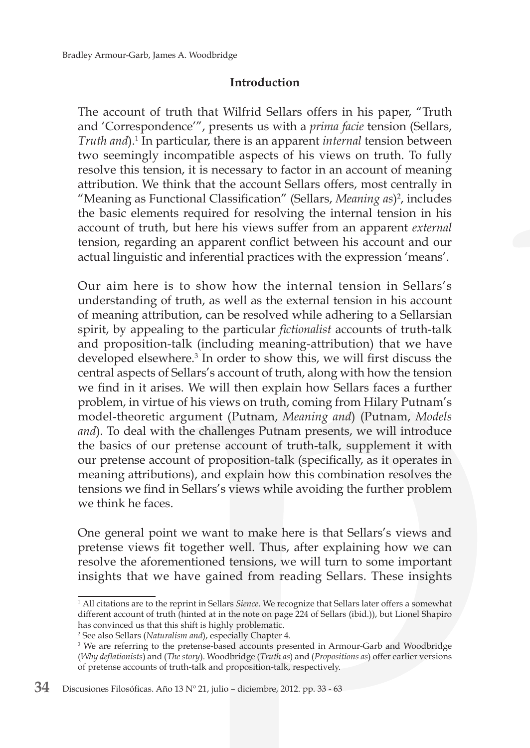## Introduction

The account of truth that Wilfrid Sellars offers in his paper, "Truth and 'Correspondence'", presents us with a *prima facie* tension (Sellars, *Truth and*).[1] In particular, there is an apparent *internal* tension between two seemingly incompatible aspects of his views on truth. To fully resolve this tension, it is necessary to factor in an account of meaning attribution. We think that the account Sellars offers, most centrally in "Meaning as Functional Classification" (Sellars, *Meaning as*)[2], includes the basic elements required for resolving the internal tension in his account of truth, but here his views suffer from an apparent *external* tension, regarding an apparent conflict between his account and our actual linguistic and inferential practices with the expression 'means'.

Our aim here is to show how the internal tension in Sellars's understanding of truth, as well as the external tension in his account of meaning attribution, can be resolved while adhering to a Sellarsian spirit, by appealing to the particular *fictionalist* accounts of truth-talk and proposition-talk (including meaning-attribution) that we have developed elsewhere.[3] In order to show this, we will first discuss the central aspects of Sellars's account of truth, along with how the tension we find in it arises. We will then explain how Sellars faces a further problem, in virtue of his views on truth, coming from Hilary Putnam's model-theoretic argument (Putnam, *Meaning and*) (Putnam, *Models and*). To deal with the challenges Putnam presents, we will introduce the basics of our pretense account of truth-talk, supplement it with our pretense account of proposition-talk (specifically, as it operates in meaning attributions), and explain how this combination resolves the tensions we find in Sellars's views while avoiding the further problem we think he faces.

One general point we want to make here is that Sellars's views and pretense views fit together well. Thus, after explaining how we can resolve the aforementioned tensions, we will turn to some important insights that we have gained from reading Sellars. These insights

---

[1] All citations are to the reprint in Sellars *Sience*. We recognize that Sellars later offers a somewhat different account of truth (hinted at in the note on page 224 of Sellars (ibid.)), but Lionel Shapiro has convinced us that this shift is highly problematic.

[2] See also Sellars (*Naturalism and*), especially Chapter 4.

[3] We are referring to the pretense-based accounts presented in Armour-Garb and Woodbridge (*Why deflationists*) and (*The story*). Woodbridge (*Truth as*) and (*Propositions as*) offer earlier versions of pretense accounts of truth-talk and proposition-talk, respectively.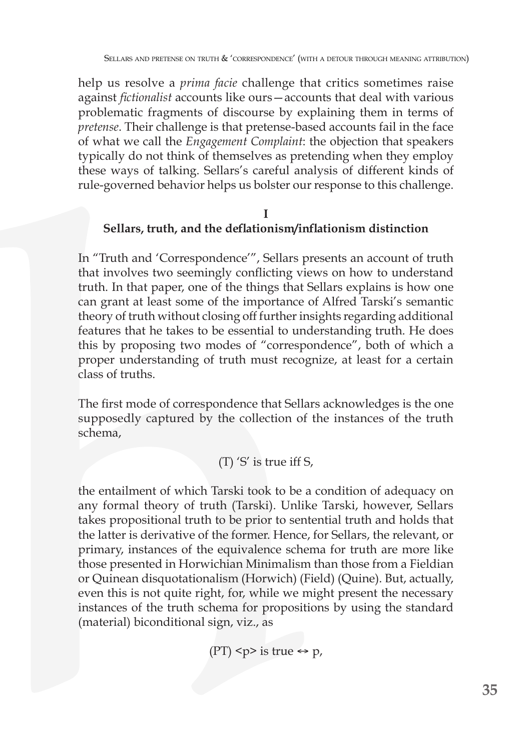help us resolve a *prima facie* challenge that critics sometimes raise against *fictionalist* accounts like ours—accounts that deal with various problematic fragments of discourse by explaining them in terms of *pretense*. Their challenge is that pretense-based accounts fail in the face of what we call the *Engagement Complaint*: the objection that speakers typically do not think of themselves as pretending when they employ these ways of talking. Sellars's careful analysis of different kinds of rule-governed behavior helps us bolster our response to this challenge.

## I
## Sellars, truth, and the deflationism/inflationism distinction

In "Truth and 'Correspondence'", Sellars presents an account of truth that involves two seemingly conflicting views on how to understand truth. In that paper, one of the things that Sellars explains is how one can grant at least some of the importance of Alfred Tarski's semantic theory of truth without closing off further insights regarding additional features that he takes to be essential to understanding truth. He does this by proposing two modes of "correspondence", both of which a proper understanding of truth must recognize, at least for a certain class of truths.

The first mode of correspondence that Sellars acknowledges is the one supposedly captured by the collection of the instances of the truth schema,

(T) 'S' is true iff S,

the entailment of which Tarski took to be a condition of adequacy on any formal theory of truth (Tarski). Unlike Tarski, however, Sellars takes propositional truth to be prior to sentential truth and holds that the latter is derivative of the former. Hence, for Sellars, the relevant, or primary, instances of the equivalence schema for truth are more like those presented in Horwichian Minimalism than those from a Fieldian or Quinean disquotationalism (Horwich) (Field) (Quine). But, actually, even this is not quite right, for, while we might present the necessary instances of the truth schema for propositions by using the standard (material) biconditional sign, viz., as

(PT) <p> is true $\leftrightarrow$ p,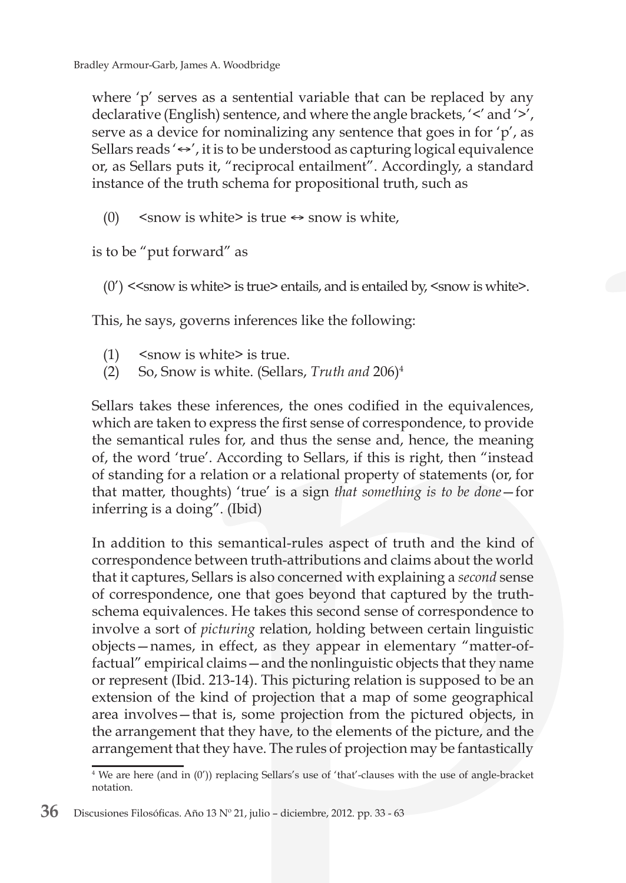where 'p' serves as a sentential variable that can be replaced by any declarative (English) sentence, and where the angle brackets, '<' and '>', serve as a device for nominalizing any sentence that goes in for 'p', as Sellars reads '↔', it is to be understood as capturing logical equivalence or, as Sellars puts it, "reciprocal entailment". Accordingly, a standard instance of the truth schema for propositional truth, such as

(0) <snow is white> is true ↔ snow is white,

is to be "put forward" as

(0′) <<snow is white> is true> entails, and is entailed by, <snow is white>.

This, he says, governs inferences like the following:

(1) <snow is white> is true.
(2) So, Snow is white. (Sellars, *Truth and* 206)[4]

Sellars takes these inferences, the ones codified in the equivalences, which are taken to express the first sense of correspondence, to provide the semantical rules for, and thus the sense and, hence, the meaning of, the word 'true'. According to Sellars, if this is right, then "instead of standing for a relation or a relational property of statements (or, for that matter, thoughts) 'true' is a sign *that something is to be done*—for inferring is a doing". (Ibid)

In addition to this semantical-rules aspect of truth and the kind of correspondence between truth-attributions and claims about the world that it captures, Sellars is also concerned with explaining a *second* sense of correspondence, one that goes beyond that captured by the truth-schema equivalences. He takes this second sense of correspondence to involve a sort of *picturing* relation, holding between certain linguistic objects—names, in effect, as they appear in elementary "matter-of-factual" empirical claims—and the nonlinguistic objects that they name or represent (Ibid. 213-14). This picturing relation is supposed to be an extension of the kind of projection that a map of some geographical area involves—that is, some projection from the pictured objects, in the arrangement that they have, to the elements of the picture, and the arrangement that they have. The rules of projection may be fantastically

[4] We are here (and in (0′)) replacing Sellars's use of 'that'-clauses with the use of angle-bracket notation.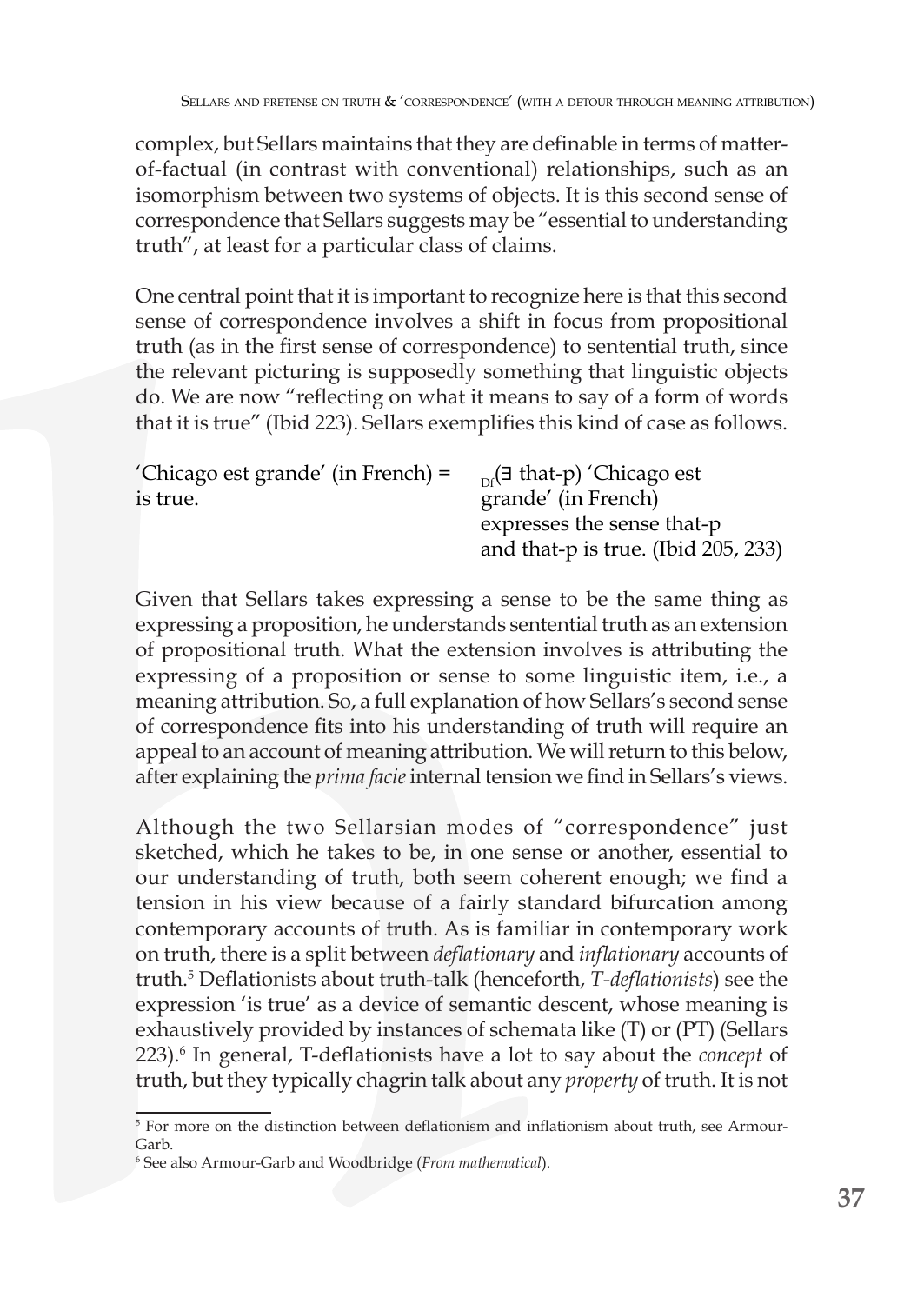complex, but Sellars maintains that they are definable in terms of matter-of-factual (in contrast with conventional) relationships, such as an isomorphism between two systems of objects. It is this second sense of correspondence that Sellars suggests may be "essential to understanding truth", at least for a particular class of claims.

One central point that it is important to recognize here is that this second sense of correspondence involves a shift in focus from propositional truth (as in the first sense of correspondence) to sentential truth, since the relevant picturing is supposedly something that linguistic objects do. We are now "reflecting on what it means to say of a form of words that it is true" (Ibid 223). Sellars exemplifies this kind of case as follows.

'Chicago est grande' (in French) is true. = $_{Df}$(∃ that-p) 'Chicago est grande' (in French) expresses the sense that-p and that-p is true. (Ibid 205, 233)

Given that Sellars takes expressing a sense to be the same thing as expressing a proposition, he understands sentential truth as an extension of propositional truth. What the extension involves is attributing the expressing of a proposition or sense to some linguistic item, i.e., a meaning attribution. So, a full explanation of how Sellars's second sense of correspondence fits into his understanding of truth will require an appeal to an account of meaning attribution. We will return to this below, after explaining the *prima facie* internal tension we find in Sellars's views.

Although the two Sellarsian modes of "correspondence" just sketched, which he takes to be, in one sense or another, essential to our understanding of truth, both seem coherent enough; we find a tension in his view because of a fairly standard bifurcation among contemporary accounts of truth. As is familiar in contemporary work on truth, there is a split between *deflationary* and *inflationary* accounts of truth.[5] Deflationists about truth-talk (henceforth, *T-deflationists*) see the expression 'is true' as a device of semantic descent, whose meaning is exhaustively provided by instances of schemata like (T) or (PT) (Sellars 223).[6] In general, T-deflationists have a lot to say about the *concept* of truth, but they typically chagrin talk about any *property* of truth. It is not

[5] For more on the distinction between deflationism and inflationism about truth, see Armour-Garb.

[6] See also Armour-Garb and Woodbridge (*From mathematical*).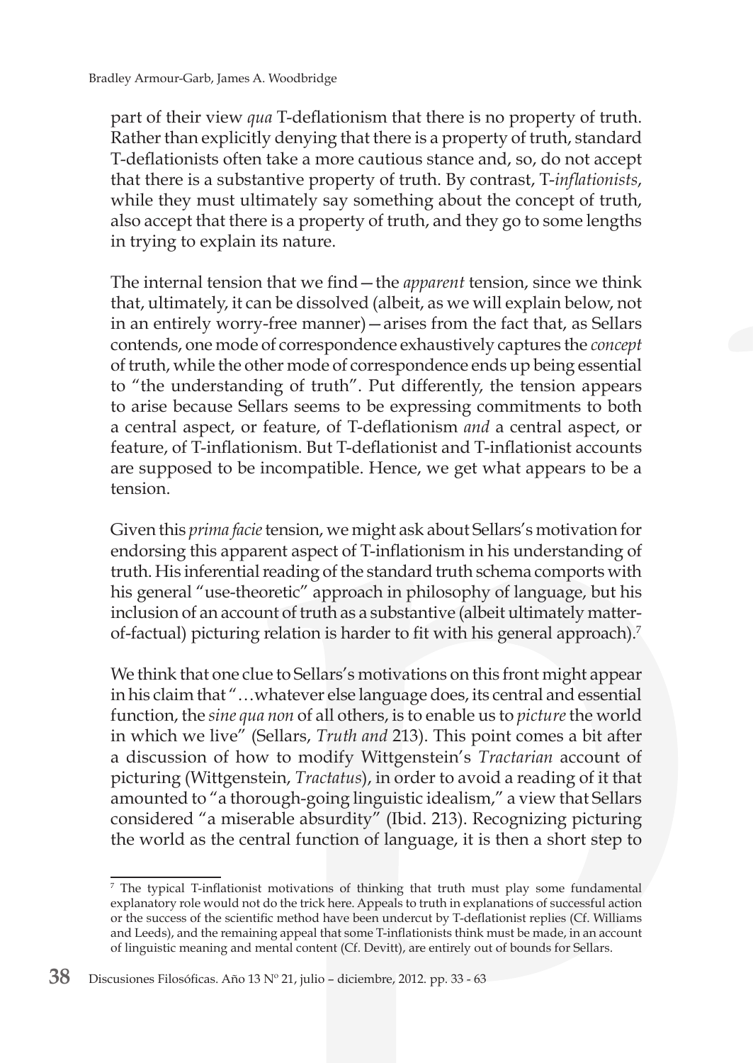part of their view *qua* T-deflationism that there is no property of truth. Rather than explicitly denying that there is a property of truth, standard T-deflationists often take a more cautious stance and, so, do not accept that there is a substantive property of truth. By contrast, T-*inflationists*, while they must ultimately say something about the concept of truth, also accept that there is a property of truth, and they go to some lengths in trying to explain its nature.

The internal tension that we find—the *apparent* tension, since we think that, ultimately, it can be dissolved (albeit, as we will explain below, not in an entirely worry-free manner)—arises from the fact that, as Sellars contends, one mode of correspondence exhaustively captures the *concept* of truth, while the other mode of correspondence ends up being essential to "the understanding of truth". Put differently, the tension appears to arise because Sellars seems to be expressing commitments to both a central aspect, or feature, of T-deflationism *and* a central aspect, or feature, of T-inflationism. But T-deflationist and T-inflationist accounts are supposed to be incompatible. Hence, we get what appears to be a tension.

Given this *prima facie* tension, we might ask about Sellars's motivation for endorsing this apparent aspect of T-inflationism in his understanding of truth. His inferential reading of the standard truth schema comports with his general "use-theoretic" approach in philosophy of language, but his inclusion of an account of truth as a substantive (albeit ultimately matter-of-factual) picturing relation is harder to fit with his general approach).[7]

We think that one clue to Sellars's motivations on this front might appear in his claim that "…whatever else language does, its central and essential function, the *sine qua non* of all others, is to enable us to *picture* the world in which we live" (Sellars, *Truth and* 213). This point comes a bit after a discussion of how to modify Wittgenstein's *Tractarian* account of picturing (Wittgenstein, *Tractatus*), in order to avoid a reading of it that amounted to "a thorough-going linguistic idealism," a view that Sellars considered "a miserable absurdity" (Ibid. 213). Recognizing picturing the world as the central function of language, it is then a short step to

[7] The typical T-inflationist motivations of thinking that truth must play some fundamental explanatory role would not do the trick here. Appeals to truth in explanations of successful action or the success of the scientific method have been undercut by T-deflationist replies (Cf. Williams and Leeds), and the remaining appeal that some T-inflationists think must be made, in an account of linguistic meaning and mental content (Cf. Devitt), are entirely out of bounds for Sellars.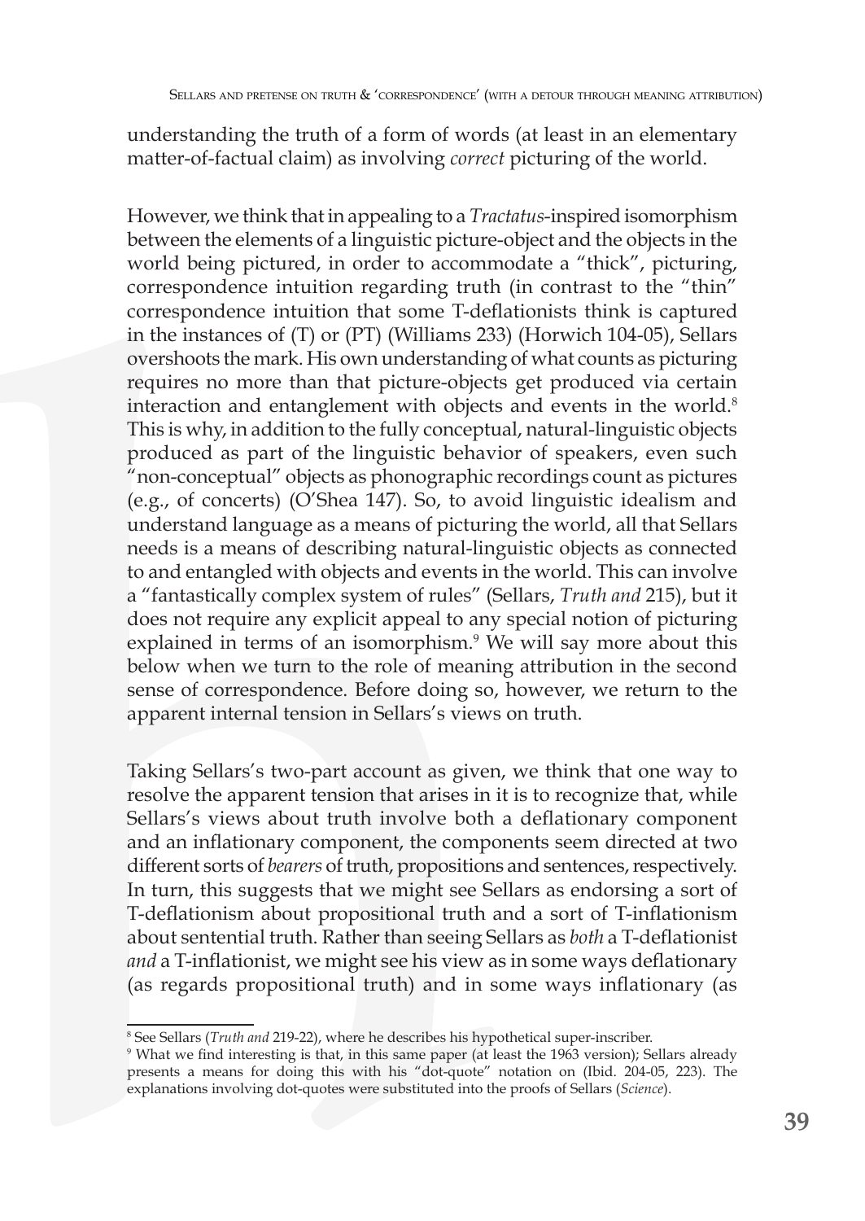understanding the truth of a form of words (at least in an elementary matter-of-factual claim) as involving *correct* picturing of the world.

However, we think that in appealing to a *Tractatus*-inspired isomorphism between the elements of a linguistic picture-object and the objects in the world being pictured, in order to accommodate a "thick", picturing, correspondence intuition regarding truth (in contrast to the "thin" correspondence intuition that some T-deflationists think is captured in the instances of (T) or (PT) (Williams 233) (Horwich 104-05), Sellars overshoots the mark. His own understanding of what counts as picturing requires no more than that picture-objects get produced via certain interaction and entanglement with objects and events in the world.[8] This is why, in addition to the fully conceptual, natural-linguistic objects produced as part of the linguistic behavior of speakers, even such "non-conceptual" objects as phonographic recordings count as pictures (e.g., of concerts) (O'Shea 147). So, to avoid linguistic idealism and understand language as a means of picturing the world, all that Sellars needs is a means of describing natural-linguistic objects as connected to and entangled with objects and events in the world. This can involve a "fantastically complex system of rules" (Sellars, *Truth and* 215), but it does not require any explicit appeal to any special notion of picturing explained in terms of an isomorphism.[9] We will say more about this below when we turn to the role of meaning attribution in the second sense of correspondence. Before doing so, however, we return to the apparent internal tension in Sellars's views on truth.

Taking Sellars's two-part account as given, we think that one way to resolve the apparent tension that arises in it is to recognize that, while Sellars's views about truth involve both a deflationary component and an inflationary component, the components seem directed at two different sorts of *bearers* of truth, propositions and sentences, respectively. In turn, this suggests that we might see Sellars as endorsing a sort of T-deflationism about propositional truth and a sort of T-inflationism about sentential truth. Rather than seeing Sellars as *both* a T-deflationist *and* a T-inflationist, we might see his view as in some ways deflationary (as regards propositional truth) and in some ways inflationary (as

---

[8] See Sellars (*Truth and* 219-22), where he describes his hypothetical super-inscriber.

[9] What we find interesting is that, in this same paper (at least the 1963 version); Sellars already presents a means for doing this with his "dot-quote" notation on (Ibid. 204-05, 223). The explanations involving dot-quotes were substituted into the proofs of Sellars (*Science*).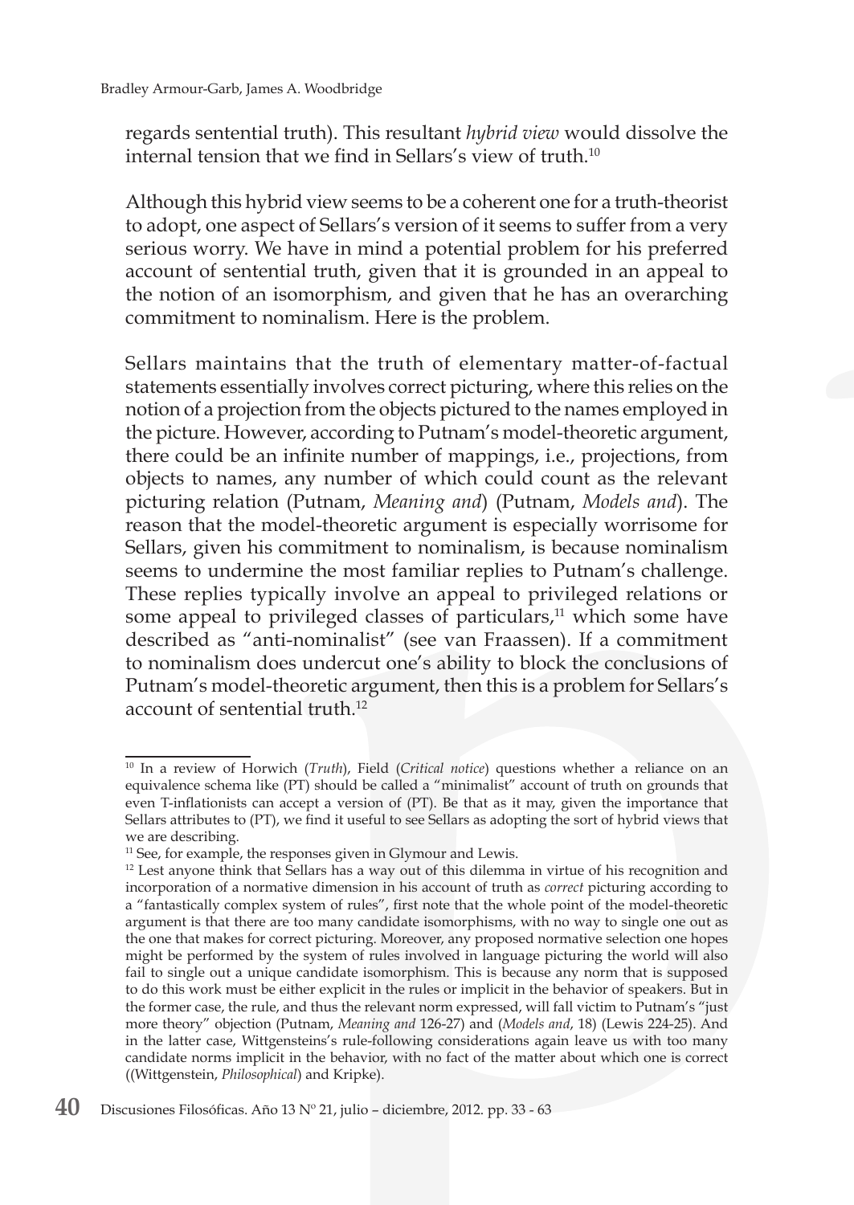regards sentential truth). This resultant *hybrid view* would dissolve the internal tension that we find in Sellars's view of truth.[10]

Although this hybrid view seems to be a coherent one for a truth-theorist to adopt, one aspect of Sellars's version of it seems to suffer from a very serious worry. We have in mind a potential problem for his preferred account of sentential truth, given that it is grounded in an appeal to the notion of an isomorphism, and given that he has an overarching commitment to nominalism. Here is the problem.

Sellars maintains that the truth of elementary matter-of-factual statements essentially involves correct picturing, where this relies on the notion of a projection from the objects pictured to the names employed in the picture. However, according to Putnam's model-theoretic argument, there could be an infinite number of mappings, i.e., projections, from objects to names, any number of which could count as the relevant picturing relation (Putnam, *Meaning and*) (Putnam, *Models and*). The reason that the model-theoretic argument is especially worrisome for Sellars, given his commitment to nominalism, is because nominalism seems to undermine the most familiar replies to Putnam's challenge. These replies typically involve an appeal to privileged relations or some appeal to privileged classes of particulars,[11] which some have described as "anti-nominalist" (see van Fraassen). If a commitment to nominalism does undercut one's ability to block the conclusions of Putnam's model-theoretic argument, then this is a problem for Sellars's account of sentential truth.[12]

---

[10] In a review of Horwich (*Truth*), Field (*Critical notice*) questions whether a reliance on an equivalence schema like (PT) should be called a "minimalist" account of truth on grounds that even T-inflationists can accept a version of (PT). Be that as it may, given the importance that Sellars attributes to (PT), we find it useful to see Sellars as adopting the sort of hybrid views that we are describing.

[11] See, for example, the responses given in Glymour and Lewis.

[12] Lest anyone think that Sellars has a way out of this dilemma in virtue of his recognition and incorporation of a normative dimension in his account of truth as *correct* picturing according to a "fantastically complex system of rules", first note that the whole point of the model-theoretic argument is that there are too many candidate isomorphisms, with no way to single one out as the one that makes for correct picturing. Moreover, any proposed normative selection one hopes might be performed by the system of rules involved in language picturing the world will also fail to single out a unique candidate isomorphism. This is because any norm that is supposed to do this work must be either explicit in the rules or implicit in the behavior of speakers. But in the former case, the rule, and thus the relevant norm expressed, will fall victim to Putnam's "just more theory" objection (Putnam, *Meaning and* 126-27) and (*Models and*, 18) (Lewis 224-25). And in the latter case, Wittgensteins's rule-following considerations again leave us with too many candidate norms implicit in the behavior, with no fact of the matter about which one is correct ((Wittgenstein, *Philosophical*) and Kripke).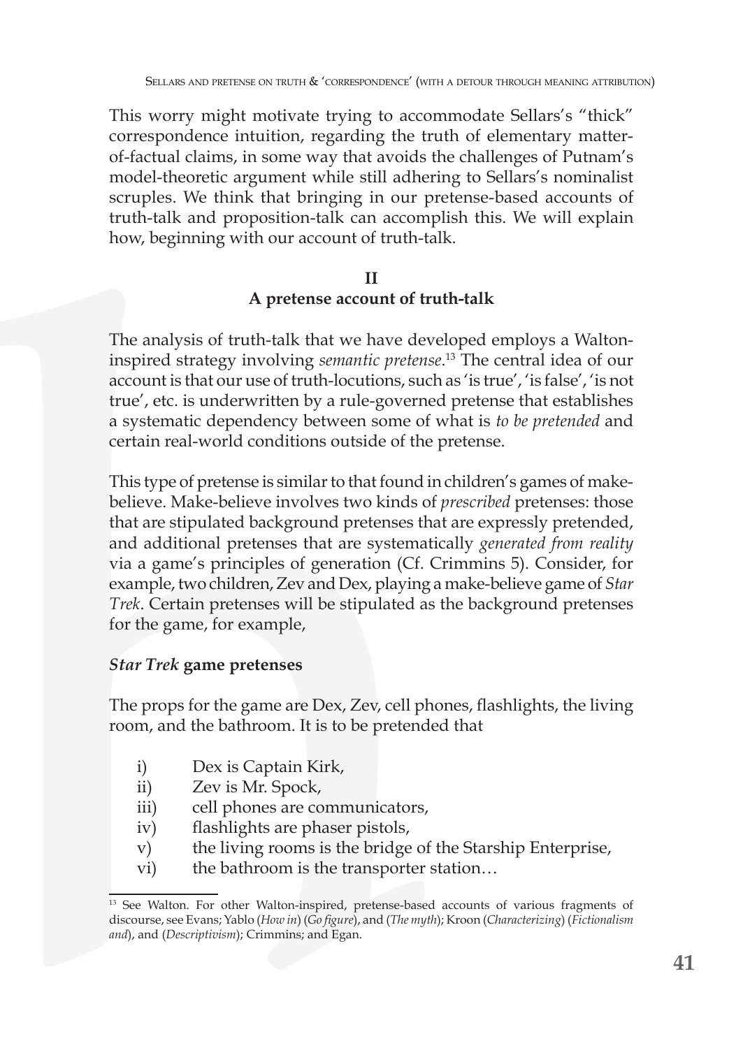This worry might motivate trying to accommodate Sellars's "thick" correspondence intuition, regarding the truth of elementary matter-of-factual claims, in some way that avoids the challenges of Putnam's model-theoretic argument while still adhering to Sellars's nominalist scruples. We think that bringing in our pretense-based accounts of truth-talk and proposition-talk can accomplish this. We will explain how, beginning with our account of truth-talk.

## II
## A pretense account of truth-talk

The analysis of truth-talk that we have developed employs a Walton-inspired strategy involving *semantic pretense*.[13] The central idea of our account is that our use of truth-locutions, such as 'is true', 'is false', 'is not true', etc. is underwritten by a rule-governed pretense that establishes a systematic dependency between some of what is *to be pretended* and certain real-world conditions outside of the pretense.

This type of pretense is similar to that found in children's games of make-believe. Make-believe involves two kinds of *prescribed* pretenses: those that are stipulated background pretenses that are expressly pretended, and additional pretenses that are systematically *generated from reality* via a game's principles of generation (Cf. Crimmins 5). Consider, for example, two children, Zev and Dex, playing a make-believe game of *Star Trek*. Certain pretenses will be stipulated as the background pretenses for the game, for example,

### *Star Trek* game pretenses

The props for the game are Dex, Zev, cell phones, flashlights, the living room, and the bathroom. It is to be pretended that

- i) Dex is Captain Kirk,
- ii) Zev is Mr. Spock,
- iii) cell phones are communicators,
- iv) flashlights are phaser pistols,
- v) the living rooms is the bridge of the Starship Enterprise,
- vi) the bathroom is the transporter station…

---

[13] See Walton. For other Walton-inspired, pretense-based accounts of various fragments of discourse, see Evans; Yablo (*How in*) (*Go figure*), and (*The myth*); Kroon (*Characterizing*) (*Fictionalism and*), and (*Descriptivism*); Crimmins; and Egan.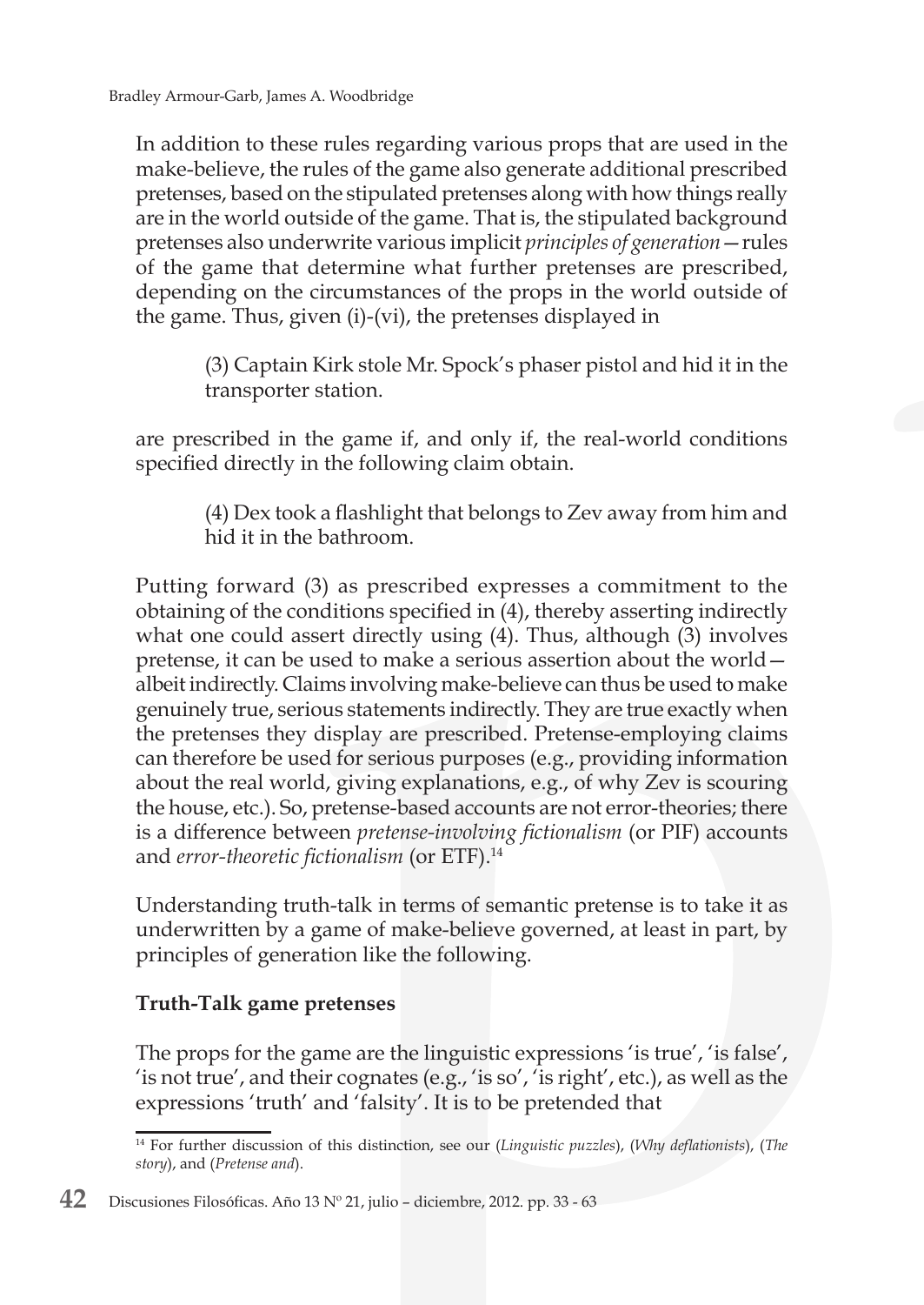In addition to these rules regarding various props that are used in the make-believe, the rules of the game also generate additional prescribed pretenses, based on the stipulated pretenses along with how things really are in the world outside of the game. That is, the stipulated background pretenses also underwrite various implicit *principles of generation*—rules of the game that determine what further pretenses are prescribed, depending on the circumstances of the props in the world outside of the game. Thus, given (i)-(vi), the pretenses displayed in

> (3) Captain Kirk stole Mr. Spock's phaser pistol and hid it in the transporter station.

are prescribed in the game if, and only if, the real-world conditions specified directly in the following claim obtain.

> (4) Dex took a flashlight that belongs to Zev away from him and hid it in the bathroom.

Putting forward (3) as prescribed expresses a commitment to the obtaining of the conditions specified in (4), thereby asserting indirectly what one could assert directly using (4). Thus, although (3) involves pretense, it can be used to make a serious assertion about the world—albeit indirectly. Claims involving make-believe can thus be used to make genuinely true, serious statements indirectly. They are true exactly when the pretenses they display are prescribed. Pretense-employing claims can therefore be used for serious purposes (e.g., providing information about the real world, giving explanations, e.g., of why Zev is scouring the house, etc.). So, pretense-based accounts are not error-theories; there is a difference between *pretense-involving fictionalism* (or PIF) accounts and *error-theoretic fictionalism* (or ETF).[14]

Understanding truth-talk in terms of semantic pretense is to take it as underwritten by a game of make-believe governed, at least in part, by principles of generation like the following.

**Truth-Talk game pretenses**

The props for the game are the linguistic expressions 'is true', 'is false', 'is not true', and their cognates (e.g., 'is so', 'is right', etc.), as well as the expressions 'truth' and 'falsity'. It is to be pretended that

[14] For further discussion of this distinction, see our (*Linguistic puzzles*), (*Why deflationists*), (*The story*), and (*Pretense and*).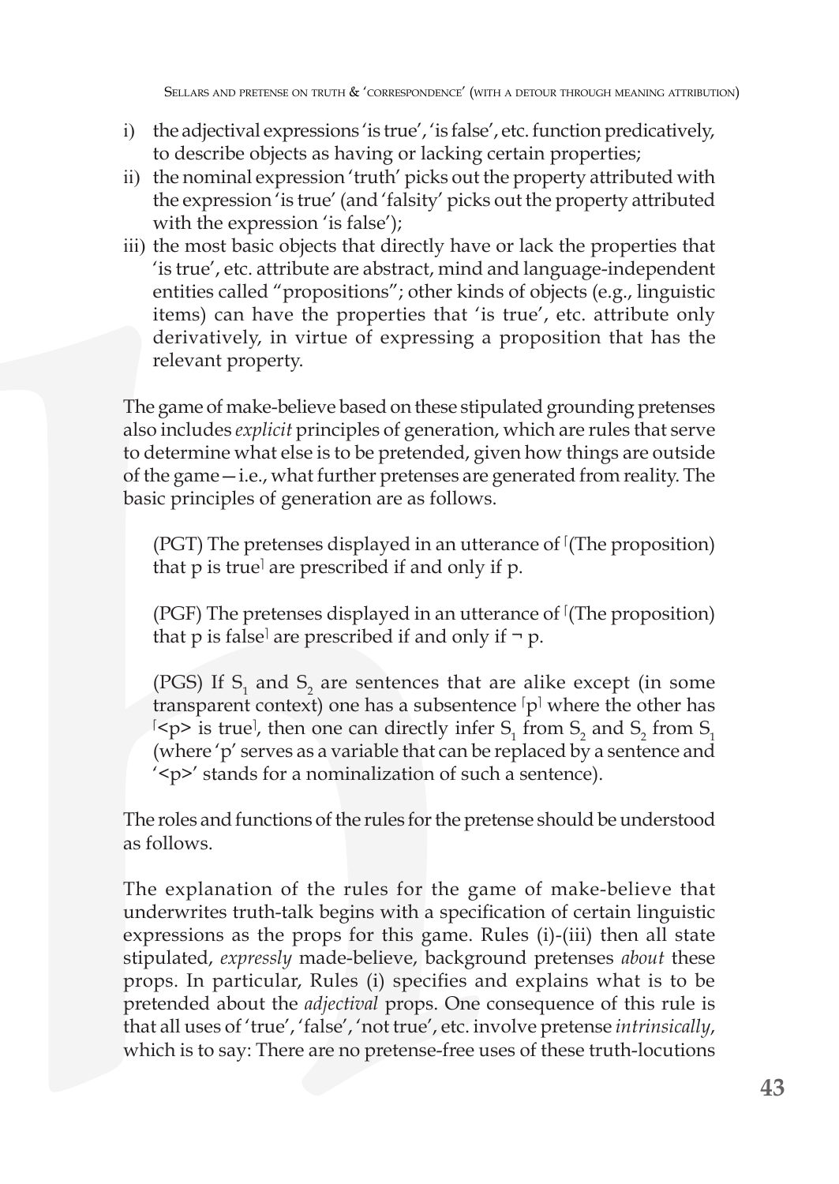i) the adjectival expressions 'is true', 'is false', etc. function predicatively, to describe objects as having or lacking certain properties;
ii) the nominal expression 'truth' picks out the property attributed with the expression 'is true' (and 'falsity' picks out the property attributed with the expression 'is false');
iii) the most basic objects that directly have or lack the properties that 'is true', etc. attribute are abstract, mind and language-independent entities called "propositions"; other kinds of objects (e.g., linguistic items) can have the properties that 'is true', etc. attribute only derivatively, in virtue of expressing a proposition that has the relevant property.

The game of make-believe based on these stipulated grounding pretenses also includes *explicit* principles of generation, which are rules that serve to determine what else is to be pretended, given how things are outside of the game—i.e., what further pretenses are generated from reality. The basic principles of generation are as follows.

(PGT) The pretenses displayed in an utterance of ⌜(The proposition) that p is true⌝ are prescribed if and only if p.

(PGF) The pretenses displayed in an utterance of ⌜(The proposition) that p is false⌝ are prescribed if and only if ¬ p.

(PGS) If $S_1$ and $S_2$ are sentences that are alike except (in some transparent context) one has a subsentence ⌜p⌝ where the other has ⌜<p> is true⌝, then one can directly infer $S_1$ from $S_2$ and $S_2$ from $S_1$ (where 'p' serves as a variable that can be replaced by a sentence and '<p>' stands for a nominalization of such a sentence).

The roles and functions of the rules for the pretense should be understood as follows.

The explanation of the rules for the game of make-believe that underwrites truth-talk begins with a specification of certain linguistic expressions as the props for this game. Rules (i)-(iii) then all state stipulated, *expressly* made-believe, background pretenses *about* these props. In particular, Rules (i) specifies and explains what is to be pretended about the *adjectival* props. One consequence of this rule is that all uses of 'true', 'false', 'not true', etc. involve pretense *intrinsically*, which is to say: There are no pretense-free uses of these truth-locutions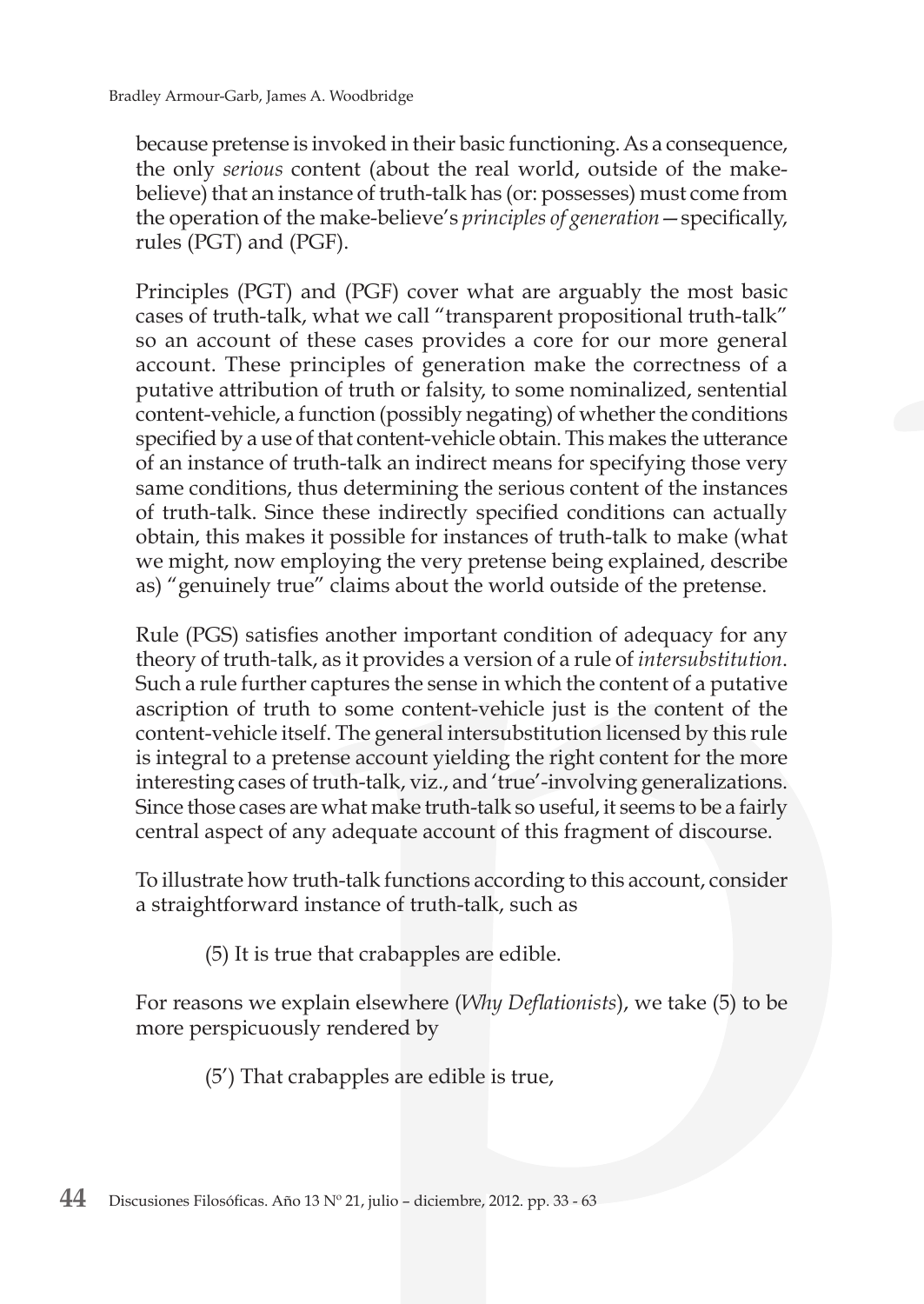because pretense is invoked in their basic functioning. As a consequence, the only *serious* content (about the real world, outside of the make-believe) that an instance of truth-talk has (or: possesses) must come from the operation of the make-believe's *principles of generation*—specifically, rules (PGT) and (PGF).

Principles (PGT) and (PGF) cover what are arguably the most basic cases of truth-talk, what we call "transparent propositional truth-talk" so an account of these cases provides a core for our more general account. These principles of generation make the correctness of a putative attribution of truth or falsity, to some nominalized, sentential content-vehicle, a function (possibly negating) of whether the conditions specified by a use of that content-vehicle obtain. This makes the utterance of an instance of truth-talk an indirect means for specifying those very same conditions, thus determining the serious content of the instances of truth-talk. Since these indirectly specified conditions can actually obtain, this makes it possible for instances of truth-talk to make (what we might, now employing the very pretense being explained, describe as) "genuinely true" claims about the world outside of the pretense.

Rule (PGS) satisfies another important condition of adequacy for any theory of truth-talk, as it provides a version of a rule of *intersubstitution*. Such a rule further captures the sense in which the content of a putative ascription of truth to some content-vehicle just is the content of the content-vehicle itself. The general intersubstitution licensed by this rule is integral to a pretense account yielding the right content for the more interesting cases of truth-talk, viz., and 'true'-involving generalizations. Since those cases are what make truth-talk so useful, it seems to be a fairly central aspect of any adequate account of this fragment of discourse.

To illustrate how truth-talk functions according to this account, consider a straightforward instance of truth-talk, such as

(5) It is true that crabapples are edible.

For reasons we explain elsewhere (*Why Deflationists*), we take (5) to be more perspicuously rendered by

(5') That crabapples are edible is true,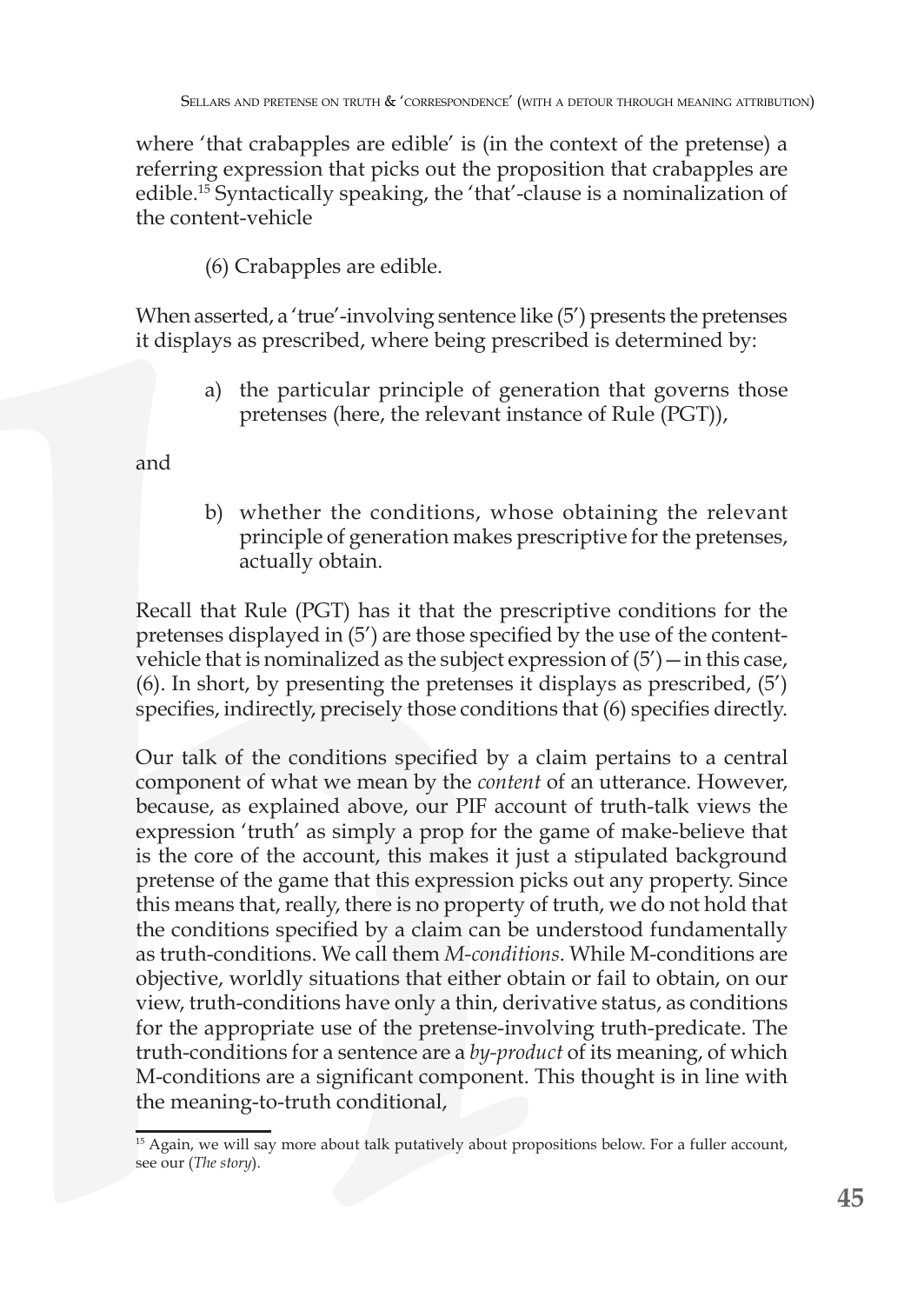where 'that crabapples are edible' is (in the context of the pretense) a referring expression that picks out the proposition that crabapples are edible.[15] Syntactically speaking, the 'that'-clause is a nominalization of the content-vehicle

(6) Crabapples are edible.

When asserted, a 'true'-involving sentence like (5') presents the pretenses it displays as prescribed, where being prescribed is determined by:

a) the particular principle of generation that governs those pretenses (here, the relevant instance of Rule (PGT)),

and

b) whether the conditions, whose obtaining the relevant principle of generation makes prescriptive for the pretenses, actually obtain.

Recall that Rule (PGT) has it that the prescriptive conditions for the pretenses displayed in (5') are those specified by the use of the content-vehicle that is nominalized as the subject expression of (5')—in this case, (6). In short, by presenting the pretenses it displays as prescribed, (5') specifies, indirectly, precisely those conditions that (6) specifies directly.

Our talk of the conditions specified by a claim pertains to a central component of what we mean by the *content* of an utterance. However, because, as explained above, our PIF account of truth-talk views the expression 'truth' as simply a prop for the game of make-believe that is the core of the account, this makes it just a stipulated background pretense of the game that this expression picks out any property. Since this means that, really, there is no property of truth, we do not hold that the conditions specified by a claim can be understood fundamentally as truth-conditions. We call them *M-conditions*. While M-conditions are objective, worldly situations that either obtain or fail to obtain, on our view, truth-conditions have only a thin, derivative status, as conditions for the appropriate use of the pretense-involving truth-predicate. The truth-conditions for a sentence are a *by-product* of its meaning, of which M-conditions are a significant component. This thought is in line with the meaning-to-truth conditional,

[15] Again, we will say more about talk putatively about propositions below. For a fuller account, see our (*The story*).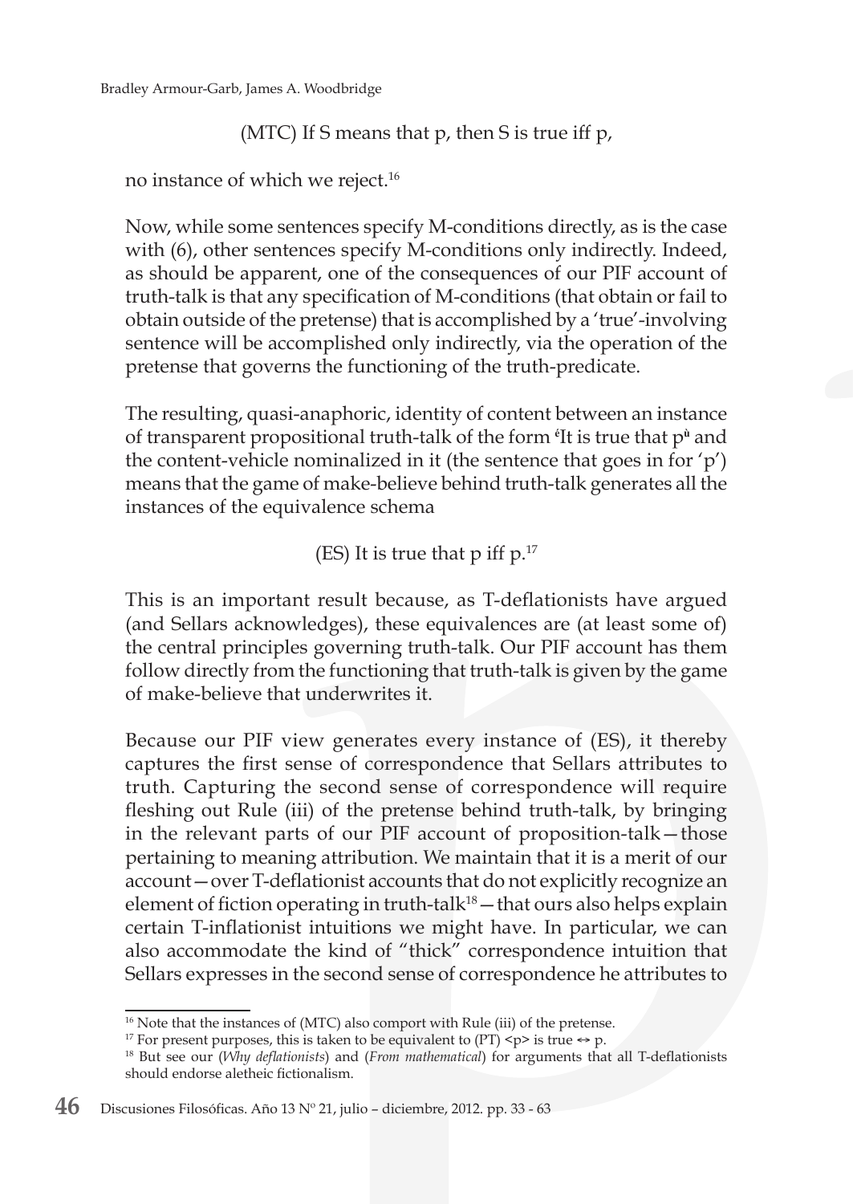(MTC) If S means that p, then S is true iff p,

no instance of which we reject.[16]

Now, while some sentences specify M-conditions directly, as is the case with (6), other sentences specify M-conditions only indirectly. Indeed, as should be apparent, one of the consequences of our PIF account of truth-talk is that any specification of M-conditions (that obtain or fail to obtain outside of the pretense) that is accomplished by a 'true'-involving sentence will be accomplished only indirectly, via the operation of the pretense that governs the functioning of the truth-predicate.

The resulting, quasi-anaphoric, identity of content between an instance of transparent propositional truth-talk of the form ⌜It is true that p⌝ and the content-vehicle nominalized in it (the sentence that goes in for 'p') means that the game of make-believe behind truth-talk generates all the instances of the equivalence schema

(ES) It is true that p iff p.[17]

This is an important result because, as T-deflationists have argued (and Sellars acknowledges), these equivalences are (at least some of) the central principles governing truth-talk. Our PIF account has them follow directly from the functioning that truth-talk is given by the game of make-believe that underwrites it.

Because our PIF view generates every instance of (ES), it thereby captures the first sense of correspondence that Sellars attributes to truth. Capturing the second sense of correspondence will require fleshing out Rule (iii) of the pretense behind truth-talk, by bringing in the relevant parts of our PIF account of proposition-talk—those pertaining to meaning attribution. We maintain that it is a merit of our account—over T-deflationist accounts that do not explicitly recognize an element of fiction operating in truth-talk[18]—that ours also helps explain certain T-inflationist intuitions we might have. In particular, we can also accommodate the kind of "thick" correspondence intuition that Sellars expresses in the second sense of correspondence he attributes to

---

[16] Note that the instances of (MTC) also comport with Rule (iii) of the pretense.

[17] For present purposes, this is taken to be equivalent to (PT) <p> is true $\leftrightarrow$ p.

[18] But see our (*Why deflationists*) and (*From mathematical*) for arguments that all T-deflationists should endorse aletheic fictionalism.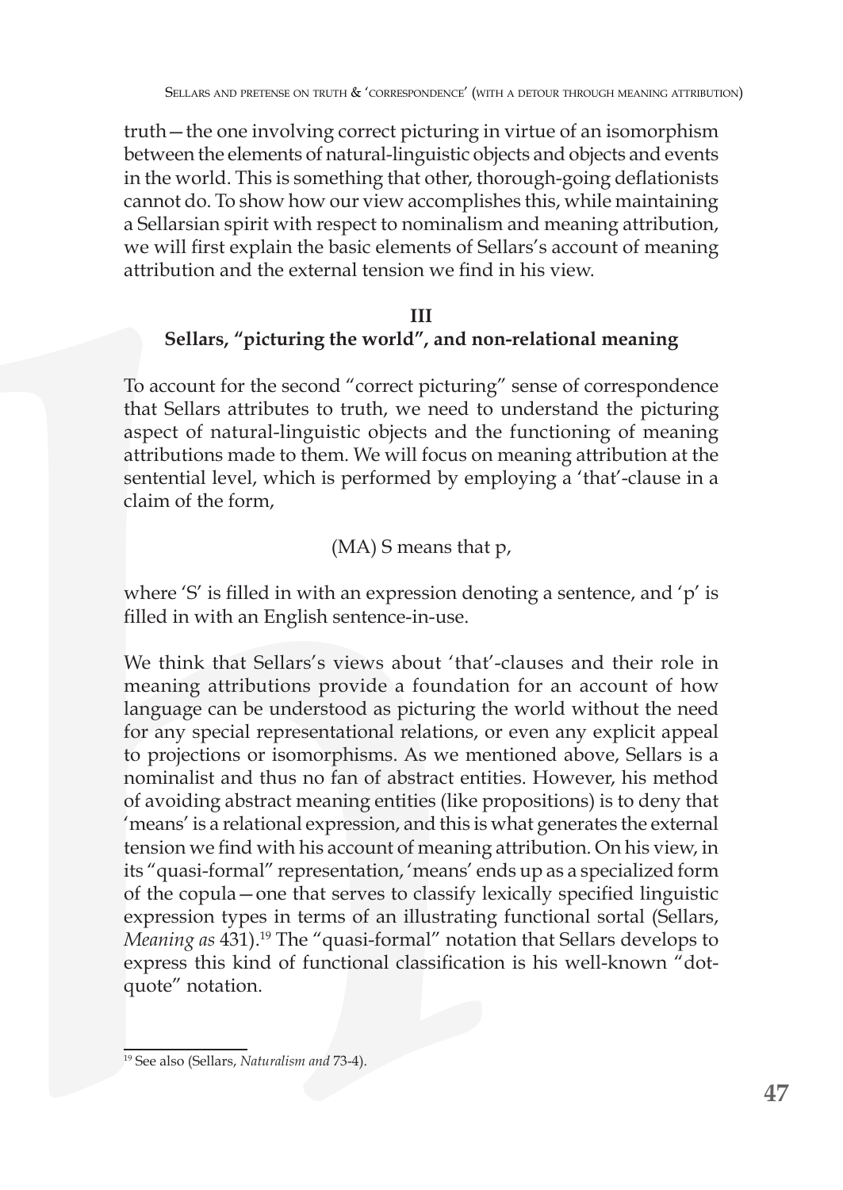truth—the one involving correct picturing in virtue of an isomorphism between the elements of natural-linguistic objects and objects and events in the world. This is something that other, thorough-going deflationists cannot do. To show how our view accomplishes this, while maintaining a Sellarsian spirit with respect to nominalism and meaning attribution, we will first explain the basic elements of Sellars's account of meaning attribution and the external tension we find in his view.

## III
## Sellars, "picturing the world", and non-relational meaning

To account for the second "correct picturing" sense of correspondence that Sellars attributes to truth, we need to understand the picturing aspect of natural-linguistic objects and the functioning of meaning attributions made to them. We will focus on meaning attribution at the sentential level, which is performed by employing a 'that'-clause in a claim of the form,

(MA) S means that p,

where 'S' is filled in with an expression denoting a sentence, and 'p' is filled in with an English sentence-in-use.

We think that Sellars's views about 'that'-clauses and their role in meaning attributions provide a foundation for an account of how language can be understood as picturing the world without the need for any special representational relations, or even any explicit appeal to projections or isomorphisms. As we mentioned above, Sellars is a nominalist and thus no fan of abstract entities. However, his method of avoiding abstract meaning entities (like propositions) is to deny that 'means' is a relational expression, and this is what generates the external tension we find with his account of meaning attribution. On his view, in its "quasi-formal" representation, 'means' ends up as a specialized form of the copula—one that serves to classify lexically specified linguistic expression types in terms of an illustrating functional sortal (Sellars, *Meaning as* 431).[19] The "quasi-formal" notation that Sellars develops to express this kind of functional classification is his well-known "dot-quote" notation.

---

[19] See also (Sellars, *Naturalism and* 73-4).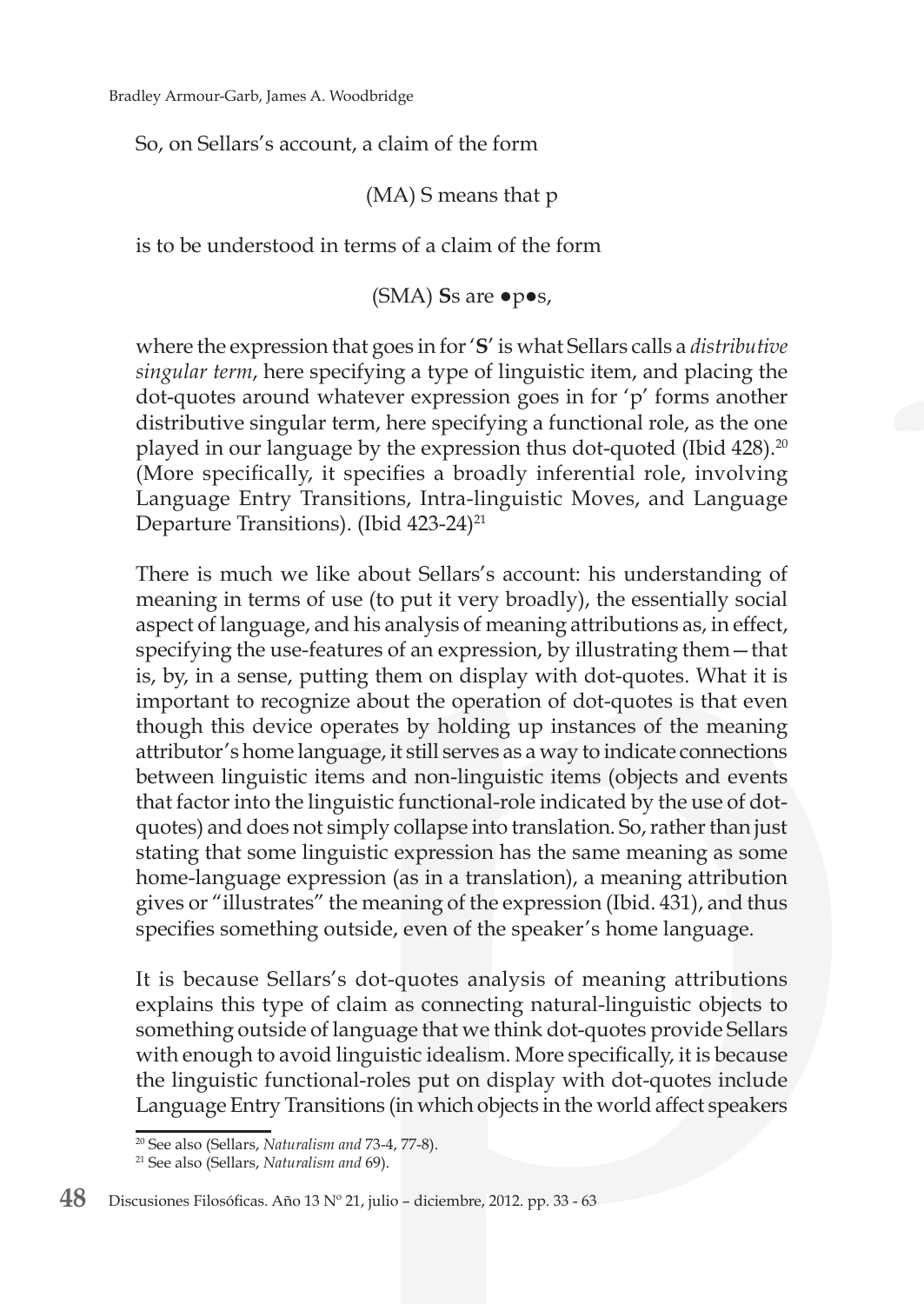So, on Sellars's account, a claim of the form

(MA) S means that p

is to be understood in terms of a claim of the form

(SMA) **S**s are •p•s,

where the expression that goes in for '**S**' is what Sellars calls a *distributive singular term*, here specifying a type of linguistic item, and placing the dot-quotes around whatever expression goes in for 'p' forms another distributive singular term, here specifying a functional role, as the one played in our language by the expression thus dot-quoted (Ibid 428).[20] (More specifically, it specifies a broadly inferential role, involving Language Entry Transitions, Intra-linguistic Moves, and Language Departure Transitions). (Ibid 423-24)[21]

There is much we like about Sellars's account: his understanding of meaning in terms of use (to put it very broadly), the essentially social aspect of language, and his analysis of meaning attributions as, in effect, specifying the use-features of an expression, by illustrating them—that is, by, in a sense, putting them on display with dot-quotes. What it is important to recognize about the operation of dot-quotes is that even though this device operates by holding up instances of the meaning attributor's home language, it still serves as a way to indicate connections between linguistic items and non-linguistic items (objects and events that factor into the linguistic functional-role indicated by the use of dot-quotes) and does not simply collapse into translation. So, rather than just stating that some linguistic expression has the same meaning as some home-language expression (as in a translation), a meaning attribution gives or "illustrates" the meaning of the expression (Ibid. 431), and thus specifies something outside, even of the speaker's home language.

It is because Sellars's dot-quotes analysis of meaning attributions explains this type of claim as connecting natural-linguistic objects to something outside of language that we think dot-quotes provide Sellars with enough to avoid linguistic idealism. More specifically, it is because the linguistic functional-roles put on display with dot-quotes include Language Entry Transitions (in which objects in the world affect speakers

[20] See also (Sellars, *Naturalism and* 73-4, 77-8).

[21] See also (Sellars, *Naturalism and* 69).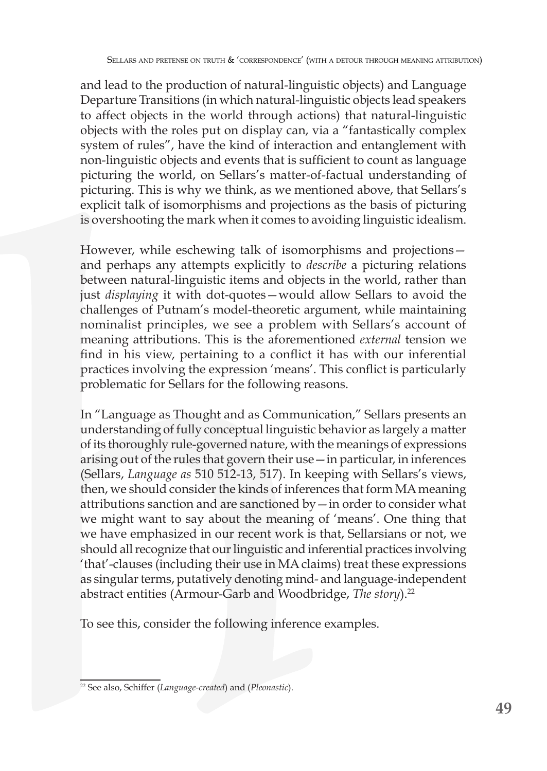and lead to the production of natural-linguistic objects) and Language Departure Transitions (in which natural-linguistic objects lead speakers to affect objects in the world through actions) that natural-linguistic objects with the roles put on display can, via a "fantastically complex system of rules", have the kind of interaction and entanglement with non-linguistic objects and events that is sufficient to count as language picturing the world, on Sellars's matter-of-factual understanding of picturing. This is why we think, as we mentioned above, that Sellars's explicit talk of isomorphisms and projections as the basis of picturing is overshooting the mark when it comes to avoiding linguistic idealism.

However, while eschewing talk of isomorphisms and projections—and perhaps any attempts explicitly to *describe* a picturing relations between natural-linguistic items and objects in the world, rather than just *displaying* it with dot-quotes—would allow Sellars to avoid the challenges of Putnam's model-theoretic argument, while maintaining nominalist principles, we see a problem with Sellars's account of meaning attributions. This is the aforementioned *external* tension we find in his view, pertaining to a conflict it has with our inferential practices involving the expression 'means'. This conflict is particularly problematic for Sellars for the following reasons.

In "Language as Thought and as Communication," Sellars presents an understanding of fully conceptual linguistic behavior as largely a matter of its thoroughly rule-governed nature, with the meanings of expressions arising out of the rules that govern their use—in particular, in inferences (Sellars, *Language as* 510 512-13, 517). In keeping with Sellars's views, then, we should consider the kinds of inferences that form MA meaning attributions sanction and are sanctioned by—in order to consider what we might want to say about the meaning of 'means'. One thing that we have emphasized in our recent work is that, Sellarsians or not, we should all recognize that our linguistic and inferential practices involving 'that'-clauses (including their use in MA claims) treat these expressions as singular terms, putatively denoting mind- and language-independent abstract entities (Armour-Garb and Woodbridge, *The story*).[22]

To see this, consider the following inference examples.

---

[22] See also, Schiffer (*Language-created*) and (*Pleonastic*).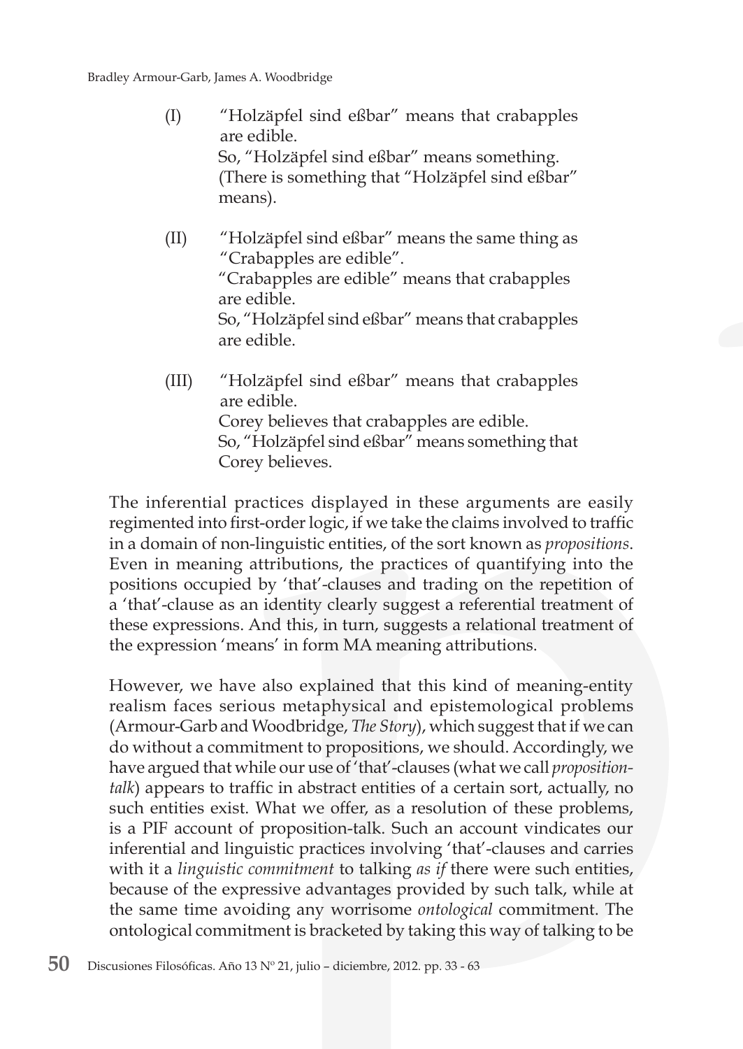(I) "Holzäpfel sind eßbar" means that crabapples are edible.
So, "Holzäpfel sind eßbar" means something.
(There is something that "Holzäpfel sind eßbar" means).

(II) "Holzäpfel sind eßbar" means the same thing as "Crabapples are edible".
"Crabapples are edible" means that crabapples are edible.
So, "Holzäpfel sind eßbar" means that crabapples are edible.

(III) "Holzäpfel sind eßbar" means that crabapples are edible.
Corey believes that crabapples are edible.
So, "Holzäpfel sind eßbar" means something that Corey believes.

The inferential practices displayed in these arguments are easily regimented into first-order logic, if we take the claims involved to traffic in a domain of non-linguistic entities, of the sort known as *propositions*. Even in meaning attributions, the practices of quantifying into the positions occupied by 'that'-clauses and trading on the repetition of a 'that'-clause as an identity clearly suggest a referential treatment of these expressions. And this, in turn, suggests a relational treatment of the expression 'means' in form MA meaning attributions.

However, we have also explained that this kind of meaning-entity realism faces serious metaphysical and epistemological problems (Armour-Garb and Woodbridge, *The Story*), which suggest that if we can do without a commitment to propositions, we should. Accordingly, we have argued that while our use of 'that'-clauses (what we call *proposition-talk*) appears to traffic in abstract entities of a certain sort, actually, no such entities exist. What we offer, as a resolution of these problems, is a PIF account of proposition-talk. Such an account vindicates our inferential and linguistic practices involving 'that'-clauses and carries with it a *linguistic commitment* to talking *as if* there were such entities, because of the expressive advantages provided by such talk, while at the same time avoiding any worrisome *ontological* commitment. The ontological commitment is bracketed by taking this way of talking to be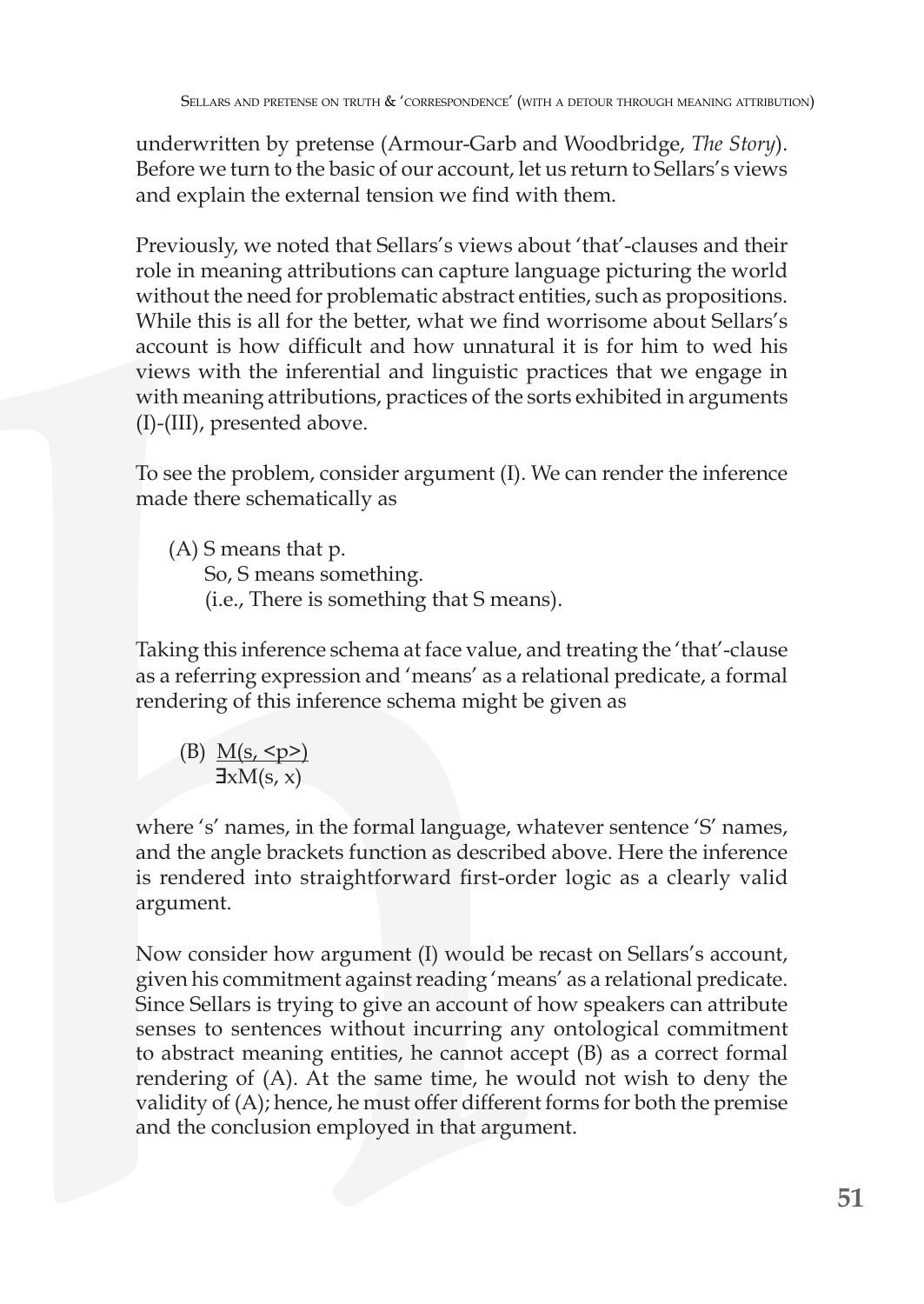underwritten by pretense (Armour-Garb and Woodbridge, *The Story*). Before we turn to the basic of our account, let us return to Sellars's views and explain the external tension we find with them.

Previously, we noted that Sellars's views about 'that'-clauses and their role in meaning attributions can capture language picturing the world without the need for problematic abstract entities, such as propositions. While this is all for the better, what we find worrisome about Sellars's account is how difficult and how unnatural it is for him to wed his views with the inferential and linguistic practices that we engage in with meaning attributions, practices of the sorts exhibited in arguments (I)-(III), presented above.

To see the problem, consider argument (I). We can render the inference made there schematically as

(A) S means that p.
  So, S means something.
  (i.e., There is something that S means).

Taking this inference schema at face value, and treating the 'that'-clause as a referring expression and 'means' as a relational predicate, a formal rendering of this inference schema might be given as

(B) $\underline{M(s, <p>)}$
  $\exists x M(s, x)$

where 's' names, in the formal language, whatever sentence 'S' names, and the angle brackets function as described above. Here the inference is rendered into straightforward first-order logic as a clearly valid argument.

Now consider how argument (I) would be recast on Sellars's account, given his commitment against reading 'means' as a relational predicate. Since Sellars is trying to give an account of how speakers can attribute senses to sentences without incurring any ontological commitment to abstract meaning entities, he cannot accept (B) as a correct formal rendering of (A). At the same time, he would not wish to deny the validity of (A); hence, he must offer different forms for both the premise and the conclusion employed in that argument.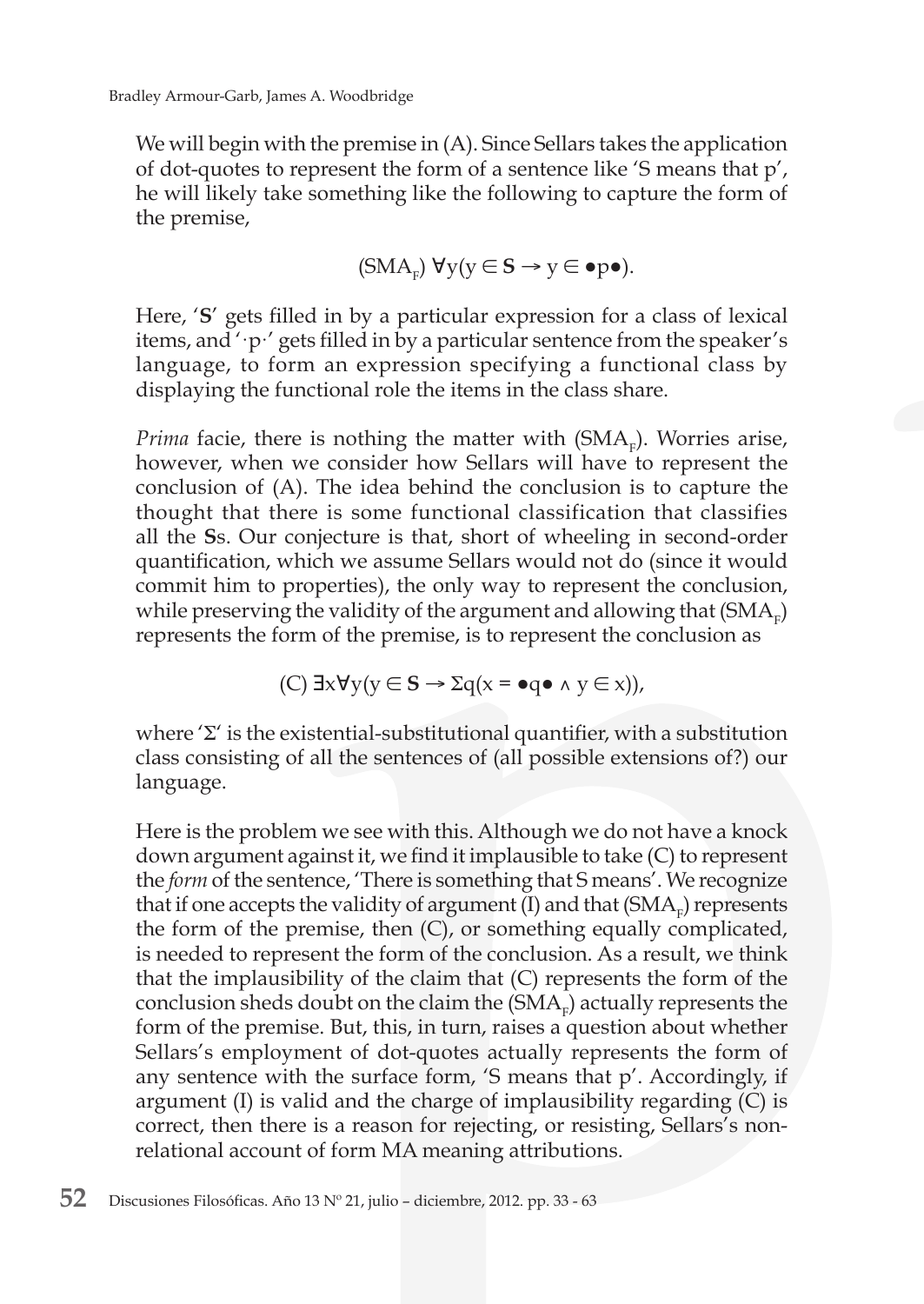We will begin with the premise in (A). Since Sellars takes the application of dot-quotes to represent the form of a sentence like 'S means that p', he will likely take something like the following to capture the form of the premise,

$$(SMA_F)\ \forall y(y \in \mathbf{S} \rightarrow y \in \bullet p \bullet).$$

Here, '**S**' gets filled in by a particular expression for a class of lexical items, and '·p·' gets filled in by a particular sentence from the speaker's language, to form an expression specifying a functional class by displaying the functional role the items in the class share.

*Prima* facie, there is nothing the matter with ($SMA_F$). Worries arise, however, when we consider how Sellars will have to represent the conclusion of (A). The idea behind the conclusion is to capture the thought that there is some functional classification that classifies all the **S**s. Our conjecture is that, short of wheeling in second-order quantification, which we assume Sellars would not do (since it would commit him to properties), the only way to represent the conclusion, while preserving the validity of the argument and allowing that ($SMA_F$) represents the form of the premise, is to represent the conclusion as

$$(C)\ \exists x \forall y(y \in \mathbf{S} \rightarrow \Sigma q(x = \bullet q \bullet \wedge y \in x)),$$

where 'Σ' is the existential-substitutional quantifier, with a substitution class consisting of all the sentences of (all possible extensions of?) our language.

Here is the problem we see with this. Although we do not have a knock down argument against it, we find it implausible to take (C) to represent the *form* of the sentence, 'There is something that S means'. We recognize that if one accepts the validity of argument (I) and that ($SMA_F$) represents the form of the premise, then (C), or something equally complicated, is needed to represent the form of the conclusion. As a result, we think that the implausibility of the claim that (C) represents the form of the conclusion sheds doubt on the claim the ($SMA_F$) actually represents the form of the premise. But, this, in turn, raises a question about whether Sellars's employment of dot-quotes actually represents the form of any sentence with the surface form, 'S means that p'. Accordingly, if argument (I) is valid and the charge of implausibility regarding (C) is correct, then there is a reason for rejecting, or resisting, Sellars's non-relational account of form MA meaning attributions.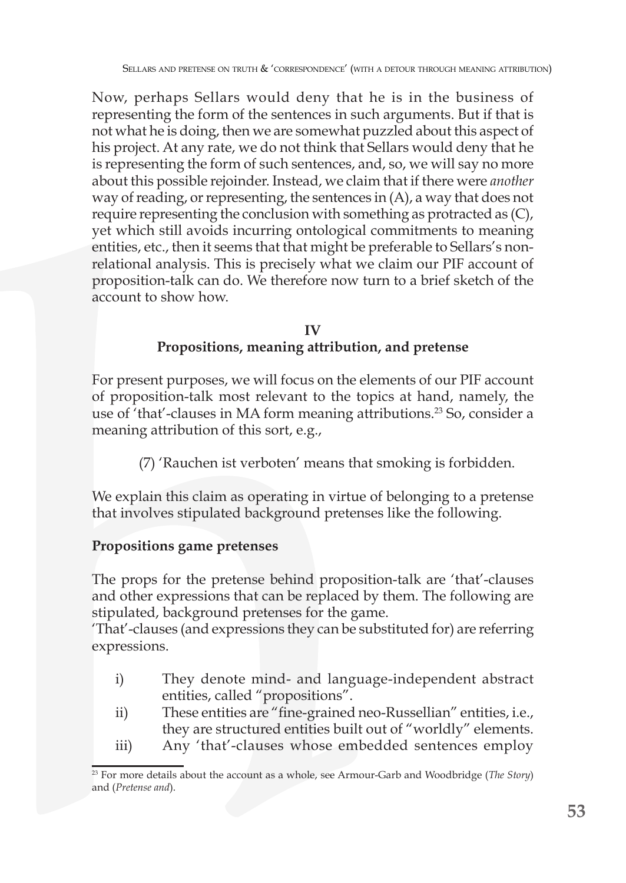Now, perhaps Sellars would deny that he is in the business of representing the form of the sentences in such arguments. But if that is not what he is doing, then we are somewhat puzzled about this aspect of his project. At any rate, we do not think that Sellars would deny that he is representing the form of such sentences, and, so, we will say no more about this possible rejoinder. Instead, we claim that if there were *another* way of reading, or representing, the sentences in (A), a way that does not require representing the conclusion with something as protracted as (C), yet which still avoids incurring ontological commitments to meaning entities, etc., then it seems that that might be preferable to Sellars's non-relational analysis. This is precisely what we claim our PIF account of proposition-talk can do. We therefore now turn to a brief sketch of the account to show how.

## IV
## Propositions, meaning attribution, and pretense

For present purposes, we will focus on the elements of our PIF account of proposition-talk most relevant to the topics at hand, namely, the use of 'that'-clauses in MA form meaning attributions.[23] So, consider a meaning attribution of this sort, e.g.,

> (7) 'Rauchen ist verboten' means that smoking is forbidden.

We explain this claim as operating in virtue of belonging to a pretense that involves stipulated background pretenses like the following.

**Propositions game pretenses**

The props for the pretense behind proposition-talk are 'that'-clauses and other expressions that can be replaced by them. The following are stipulated, background pretenses for the game.

'That'-clauses (and expressions they can be substituted for) are referring expressions.

i) They denote mind- and language-independent abstract entities, called "propositions".
ii) These entities are "fine-grained neo-Russellian" entities, i.e., they are structured entities built out of "worldly" elements.
iii) Any 'that'-clauses whose embedded sentences employ

[23] For more details about the account as a whole, see Armour-Garb and Woodbridge (*The Story*) and (*Pretense and*).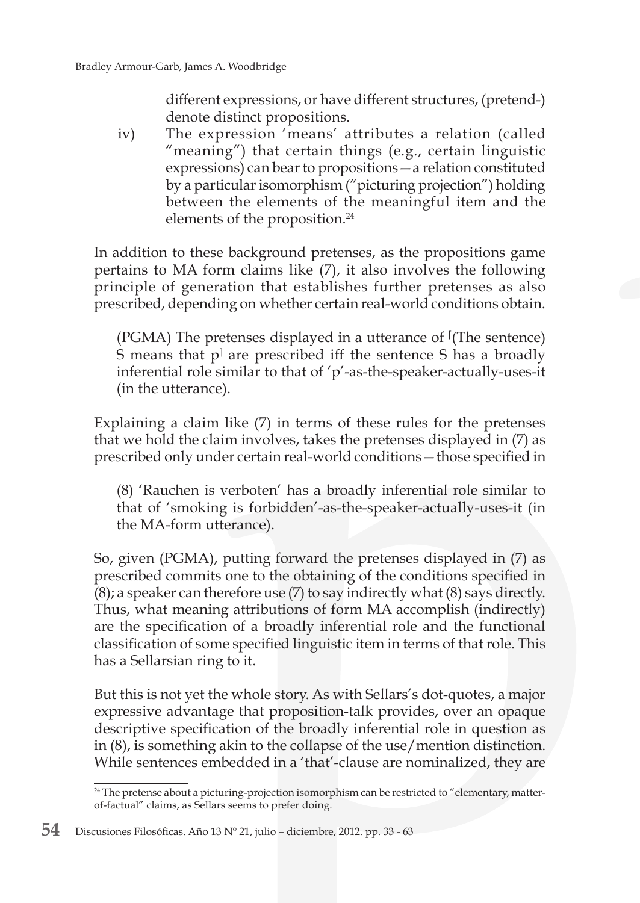different expressions, or have different structures, (pretend-) denote distinct propositions.

iv) The expression 'means' attributes a relation (called "meaning") that certain things (e.g., certain linguistic expressions) can bear to propositions—a relation constituted by a particular isomorphism ("picturing projection") holding between the elements of the meaningful item and the elements of the proposition.[24]

In addition to these background pretenses, as the propositions game pertains to MA form claims like (7), it also involves the following principle of generation that establishes further pretenses as also prescribed, depending on whether certain real-world conditions obtain.

> (PGMA) The pretenses displayed in a utterance of ⌈(The sentence) S means that p⌉ are prescribed iff the sentence S has a broadly inferential role similar to that of 'p'-as-the-speaker-actually-uses-it (in the utterance).

Explaining a claim like (7) in terms of these rules for the pretenses that we hold the claim involves, takes the pretenses displayed in (7) as prescribed only under certain real-world conditions—those specified in

> (8) 'Rauchen is verboten' has a broadly inferential role similar to that of 'smoking is forbidden'-as-the-speaker-actually-uses-it (in the MA-form utterance).

So, given (PGMA), putting forward the pretenses displayed in (7) as prescribed commits one to the obtaining of the conditions specified in (8); a speaker can therefore use (7) to say indirectly what (8) says directly. Thus, what meaning attributions of form MA accomplish (indirectly) are the specification of a broadly inferential role and the functional classification of some specified linguistic item in terms of that role. This has a Sellarsian ring to it.

But this is not yet the whole story. As with Sellars's dot-quotes, a major expressive advantage that proposition-talk provides, over an opaque descriptive specification of the broadly inferential role in question as in (8), is something akin to the collapse of the use/mention distinction. While sentences embedded in a 'that'-clause are nominalized, they are

[24] The pretense about a picturing-projection isomorphism can be restricted to "elementary, matter-of-factual" claims, as Sellars seems to prefer doing.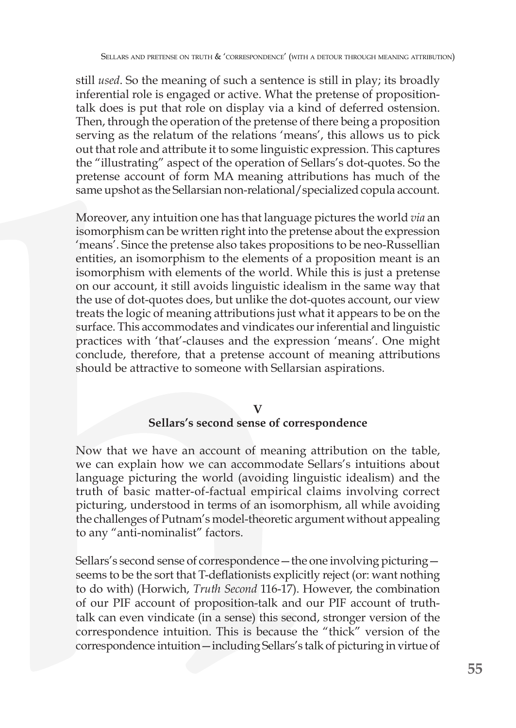still *used*. So the meaning of such a sentence is still in play; its broadly inferential role is engaged or active. What the pretense of proposition-talk does is put that role on display via a kind of deferred ostension. Then, through the operation of the pretense of there being a proposition serving as the relatum of the relations 'means', this allows us to pick out that role and attribute it to some linguistic expression. This captures the "illustrating" aspect of the operation of Sellars's dot-quotes. So the pretense account of form MA meaning attributions has much of the same upshot as the Sellarsian non-relational/specialized copula account.

Moreover, any intuition one has that language pictures the world *via* an isomorphism can be written right into the pretense about the expression 'means'. Since the pretense also takes propositions to be neo-Russellian entities, an isomorphism to the elements of a proposition meant is an isomorphism with elements of the world. While this is just a pretense on our account, it still avoids linguistic idealism in the same way that the use of dot-quotes does, but unlike the dot-quotes account, our view treats the logic of meaning attributions just what it appears to be on the surface. This accommodates and vindicates our inferential and linguistic practices with 'that'-clauses and the expression 'means'. One might conclude, therefore, that a pretense account of meaning attributions should be attractive to someone with Sellarsian aspirations.

## V
## Sellars's second sense of correspondence

Now that we have an account of meaning attribution on the table, we can explain how we can accommodate Sellars's intuitions about language picturing the world (avoiding linguistic idealism) and the truth of basic matter-of-factual empirical claims involving correct picturing, understood in terms of an isomorphism, all while avoiding the challenges of Putnam's model-theoretic argument without appealing to any "anti-nominalist" factors.

Sellars's second sense of correspondence—the one involving picturing—seems to be the sort that T-deflationists explicitly reject (or: want nothing to do with) (Horwich, *Truth Second* 116-17). However, the combination of our PIF account of proposition-talk and our PIF account of truth-talk can even vindicate (in a sense) this second, stronger version of the correspondence intuition. This is because the "thick" version of the correspondence intuition—including Sellars's talk of picturing in virtue of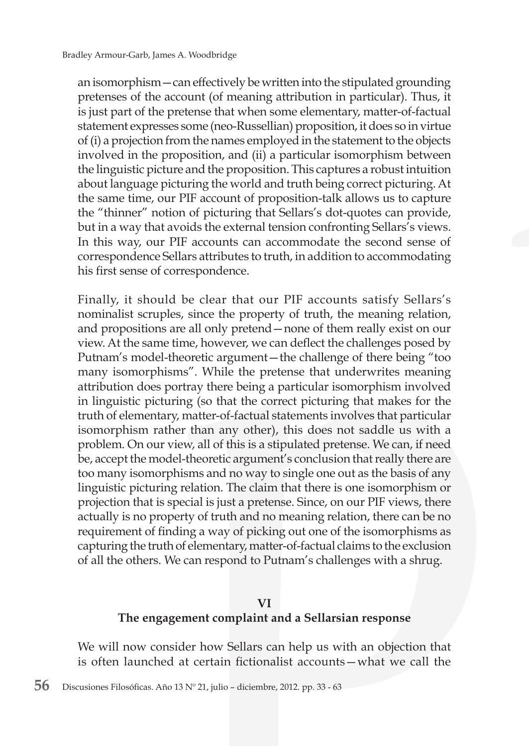an isomorphism—can effectively be written into the stipulated grounding pretenses of the account (of meaning attribution in particular). Thus, it is just part of the pretense that when some elementary, matter-of-factual statement expresses some (neo-Russellian) proposition, it does so in virtue of (i) a projection from the names employed in the statement to the objects involved in the proposition, and (ii) a particular isomorphism between the linguistic picture and the proposition. This captures a robust intuition about language picturing the world and truth being correct picturing. At the same time, our PIF account of proposition-talk allows us to capture the "thinner" notion of picturing that Sellars's dot-quotes can provide, but in a way that avoids the external tension confronting Sellars's views. In this way, our PIF accounts can accommodate the second sense of correspondence Sellars attributes to truth, in addition to accommodating his first sense of correspondence.

Finally, it should be clear that our PIF accounts satisfy Sellars's nominalist scruples, since the property of truth, the meaning relation, and propositions are all only pretend—none of them really exist on our view. At the same time, however, we can deflect the challenges posed by Putnam's model-theoretic argument—the challenge of there being "too many isomorphisms". While the pretense that underwrites meaning attribution does portray there being a particular isomorphism involved in linguistic picturing (so that the correct picturing that makes for the truth of elementary, matter-of-factual statements involves that particular isomorphism rather than any other), this does not saddle us with a problem. On our view, all of this is a stipulated pretense. We can, if need be, accept the model-theoretic argument's conclusion that really there are too many isomorphisms and no way to single one out as the basis of any linguistic picturing relation. The claim that there is one isomorphism or projection that is special is just a pretense. Since, on our PIF views, there actually is no property of truth and no meaning relation, there can be no requirement of finding a way of picking out one of the isomorphisms as capturing the truth of elementary, matter-of-factual claims to the exclusion of all the others. We can respond to Putnam's challenges with a shrug.

## VI
## The engagement complaint and a Sellarsian response

We will now consider how Sellars can help us with an objection that is often launched at certain fictionalist accounts—what we call the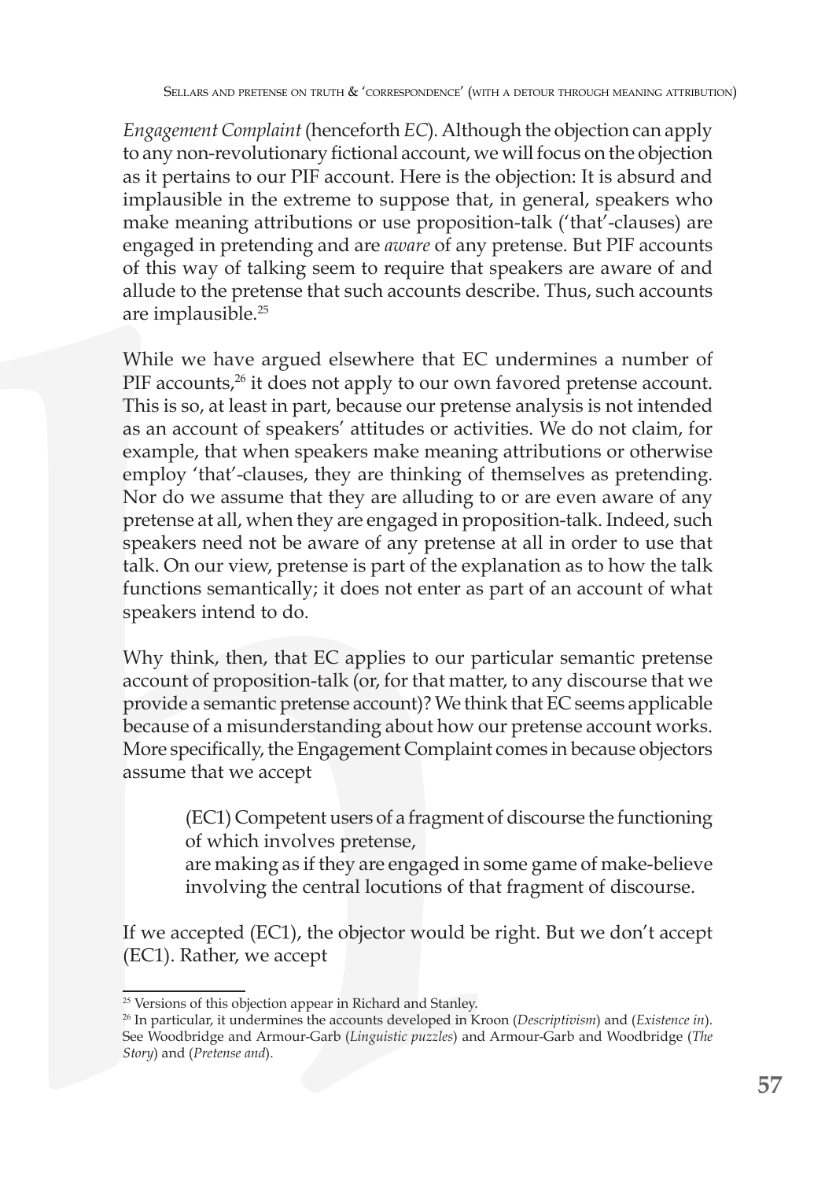*Engagement Complaint* (henceforth *EC*). Although the objection can apply to any non-revolutionary fictional account, we will focus on the objection as it pertains to our PIF account. Here is the objection: It is absurd and implausible in the extreme to suppose that, in general, speakers who make meaning attributions or use proposition-talk ('that'-clauses) are engaged in pretending and are *aware* of any pretense. But PIF accounts of this way of talking seem to require that speakers are aware of and allude to the pretense that such accounts describe. Thus, such accounts are implausible.[25]

While we have argued elsewhere that EC undermines a number of PIF accounts,[26] it does not apply to our own favored pretense account. This is so, at least in part, because our pretense analysis is not intended as an account of speakers' attitudes or activities. We do not claim, for example, that when speakers make meaning attributions or otherwise employ 'that'-clauses, they are thinking of themselves as pretending. Nor do we assume that they are alluding to or are even aware of any pretense at all, when they are engaged in proposition-talk. Indeed, such speakers need not be aware of any pretense at all in order to use that talk. On our view, pretense is part of the explanation as to how the talk functions semantically; it does not enter as part of an account of what speakers intend to do.

Why think, then, that EC applies to our particular semantic pretense account of proposition-talk (or, for that matter, to any discourse that we provide a semantic pretense account)? We think that EC seems applicable because of a misunderstanding about how our pretense account works. More specifically, the Engagement Complaint comes in because objectors assume that we accept

> (EC1) Competent users of a fragment of discourse the functioning of which involves pretense,
> are making as if they are engaged in some game of make-believe involving the central locutions of that fragment of discourse.

If we accepted (EC1), the objector would be right. But we don't accept (EC1). Rather, we accept

---

[25] Versions of this objection appear in Richard and Stanley.

[26] In particular, it undermines the accounts developed in Kroon (*Descriptivism*) and (*Existence in*). See Woodbridge and Armour-Garb (*Linguistic puzzles*) and Armour-Garb and Woodbridge (*The Story*) and (*Pretense and*).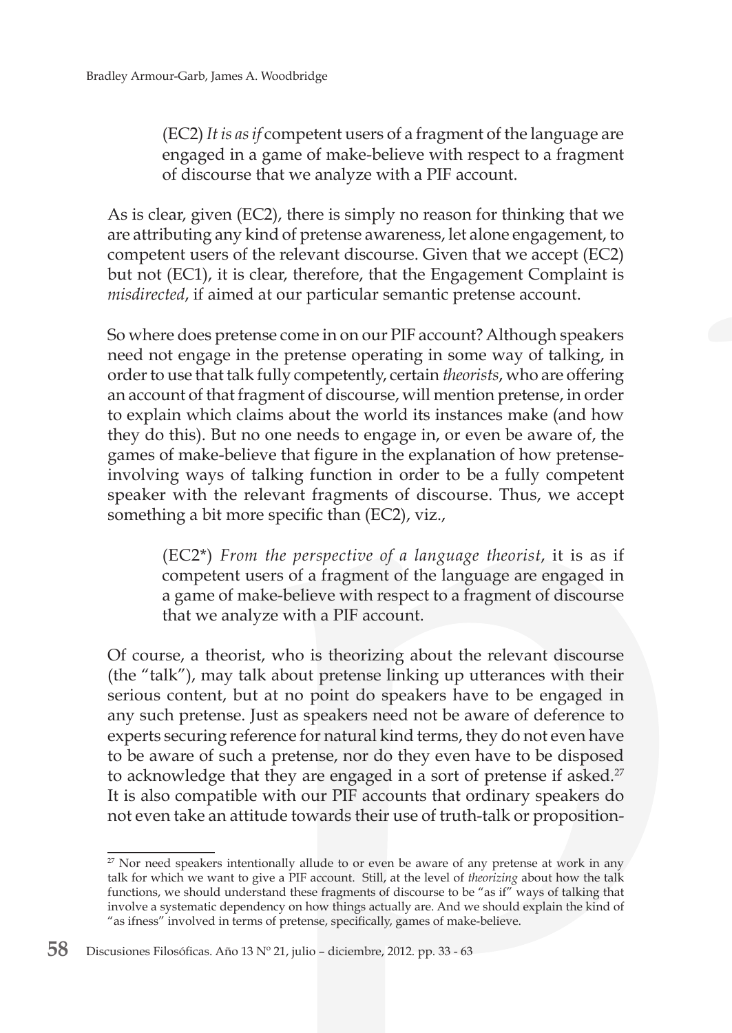(EC2) *It is as if* competent users of a fragment of the language are engaged in a game of make-believe with respect to a fragment of discourse that we analyze with a PIF account.

As is clear, given (EC2), there is simply no reason for thinking that we are attributing any kind of pretense awareness, let alone engagement, to competent users of the relevant discourse. Given that we accept (EC2) but not (EC1), it is clear, therefore, that the Engagement Complaint is *misdirected*, if aimed at our particular semantic pretense account.

So where does pretense come in on our PIF account? Although speakers need not engage in the pretense operating in some way of talking, in order to use that talk fully competently, certain *theorists*, who are offering an account of that fragment of discourse, will mention pretense, in order to explain which claims about the world its instances make (and how they do this). But no one needs to engage in, or even be aware of, the games of make-believe that figure in the explanation of how pretense-involving ways of talking function in order to be a fully competent speaker with the relevant fragments of discourse. Thus, we accept something a bit more specific than (EC2), viz.,

(EC2*) *From the perspective of a language theorist*, it is as if competent users of a fragment of the language are engaged in a game of make-believe with respect to a fragment of discourse that we analyze with a PIF account.

Of course, a theorist, who is theorizing about the relevant discourse (the "talk"), may talk about pretense linking up utterances with their serious content, but at no point do speakers have to be engaged in any such pretense. Just as speakers need not be aware of deference to experts securing reference for natural kind terms, they do not even have to be aware of such a pretense, nor do they even have to be disposed to acknowledge that they are engaged in a sort of pretense if asked.[27] It is also compatible with our PIF accounts that ordinary speakers do not even take an attitude towards their use of truth-talk or proposition-

[27] Nor need speakers intentionally allude to or even be aware of any pretense at work in any talk for which we want to give a PIF account. Still, at the level of *theorizing* about how the talk functions, we should understand these fragments of discourse to be "as if" ways of talking that involve a systematic dependency on how things actually are. And we should explain the kind of "as ifness" involved in terms of pretense, specifically, games of make-believe.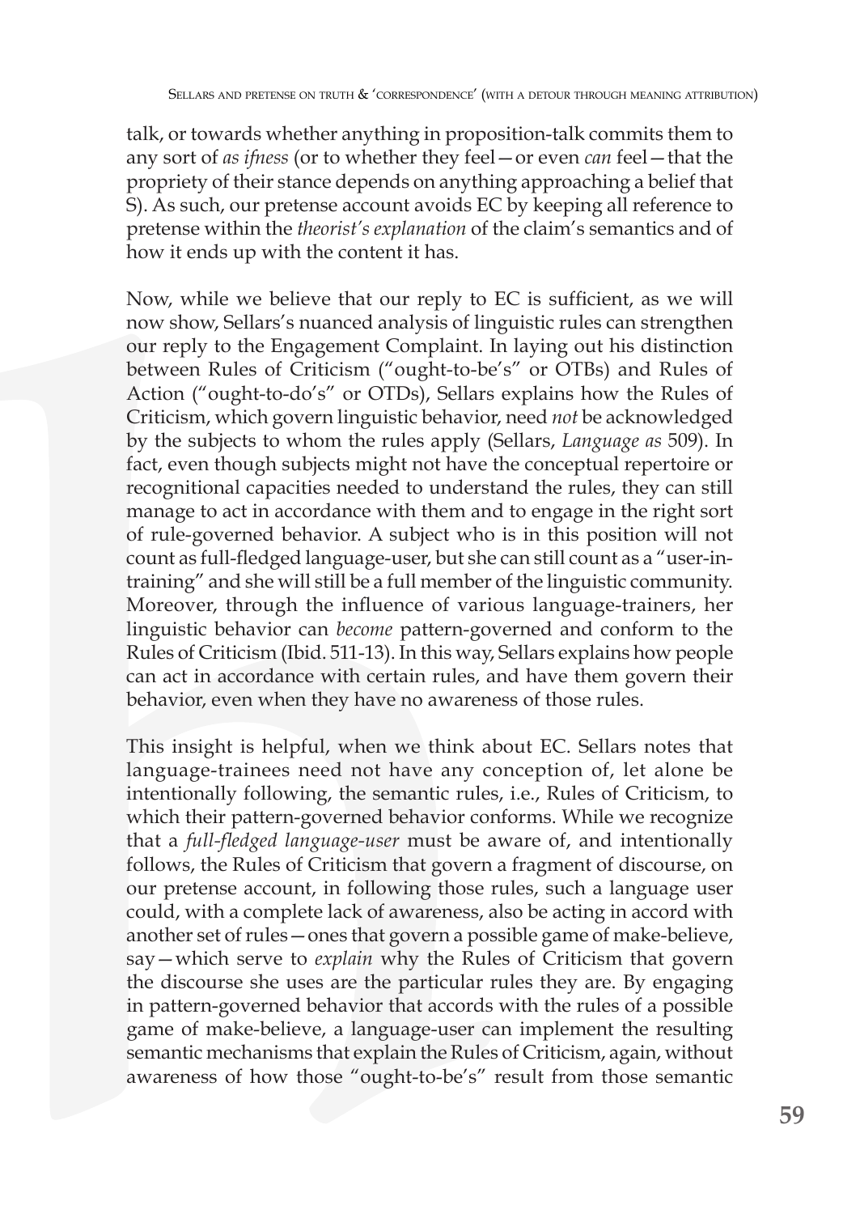talk, or towards whether anything in proposition-talk commits them to any sort of *as ifness* (or to whether they feel—or even *can* feel—that the propriety of their stance depends on anything approaching a belief that S). As such, our pretense account avoids EC by keeping all reference to pretense within the *theorist's explanation* of the claim's semantics and of how it ends up with the content it has.

Now, while we believe that our reply to EC is sufficient, as we will now show, Sellars's nuanced analysis of linguistic rules can strengthen our reply to the Engagement Complaint. In laying out his distinction between Rules of Criticism ("ought-to-be's" or OTBs) and Rules of Action ("ought-to-do's" or OTDs), Sellars explains how the Rules of Criticism, which govern linguistic behavior, need *not* be acknowledged by the subjects to whom the rules apply (Sellars, *Language as* 509). In fact, even though subjects might not have the conceptual repertoire or recognitional capacities needed to understand the rules, they can still manage to act in accordance with them and to engage in the right sort of rule-governed behavior. A subject who is in this position will not count as full-fledged language-user, but she can still count as a "user-in-training" and she will still be a full member of the linguistic community. Moreover, through the influence of various language-trainers, her linguistic behavior can *become* pattern-governed and conform to the Rules of Criticism (Ibid. 511-13). In this way, Sellars explains how people can act in accordance with certain rules, and have them govern their behavior, even when they have no awareness of those rules.

This insight is helpful, when we think about EC. Sellars notes that language-trainees need not have any conception of, let alone be intentionally following, the semantic rules, i.e., Rules of Criticism, to which their pattern-governed behavior conforms. While we recognize that a *full-fledged language-user* must be aware of, and intentionally follows, the Rules of Criticism that govern a fragment of discourse, on our pretense account, in following those rules, such a language user could, with a complete lack of awareness, also be acting in accord with another set of rules—ones that govern a possible game of make-believe, say—which serve to *explain* why the Rules of Criticism that govern the discourse she uses are the particular rules they are. By engaging in pattern-governed behavior that accords with the rules of a possible game of make-believe, a language-user can implement the resulting semantic mechanisms that explain the Rules of Criticism, again, without awareness of how those "ought-to-be's" result from those semantic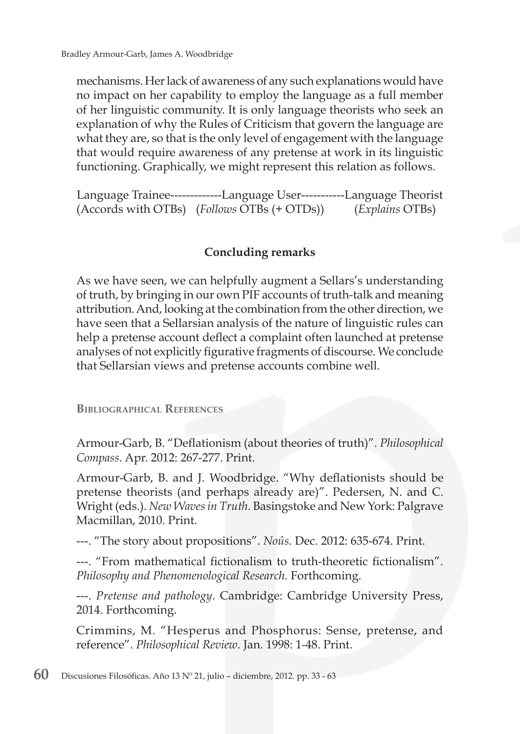mechanisms. Her lack of awareness of any such explanations would have no impact on her capability to employ the language as a full member of her linguistic community. It is only language theorists who seek an explanation of why the Rules of Criticism that govern the language are what they are, so that is the only level of engagement with the language that would require awareness of any pretense at work in its linguistic functioning. Graphically, we might represent this relation as follows.

Language Trainee-------------Language User-----------Language Theorist
(Accords with OTBs)   (*Follows* OTBs (+ OTDs))   (*Explains* OTBs)

## Concluding remarks

As we have seen, we can helpfully augment a Sellars's understanding of truth, by bringing in our own PIF accounts of truth-talk and meaning attribution. And, looking at the combination from the other direction, we have seen that a Sellarsian analysis of the nature of linguistic rules can help a pretense account deflect a complaint often launched at pretense analyses of not explicitly figurative fragments of discourse. We conclude that Sellarsian views and pretense accounts combine well.

### Bibliographical References

Armour-Garb, B. "Deflationism (about theories of truth)". *Philosophical Compass*. Apr. 2012: 267-277. Print.

Armour-Garb, B. and J. Woodbridge. "Why deflationists should be pretense theorists (and perhaps already are)". Pedersen, N. and C. Wright (eds.). *New Waves in Truth*. Basingstoke and New York: Palgrave Macmillan, 2010. Print.

---. "The story about propositions". *Noûs.* Dec. 2012: 635-674. Print.

---. "From mathematical fictionalism to truth-theoretic fictionalism". *Philosophy and Phenomenological Research.* Forthcoming.

---. *Pretense and pathology*. Cambridge: Cambridge University Press, 2014. Forthcoming.

Crimmins, M. "Hesperus and Phosphorus: Sense, pretense, and reference". *Philosophical Review*. Jan. 1998: 1-48. Print.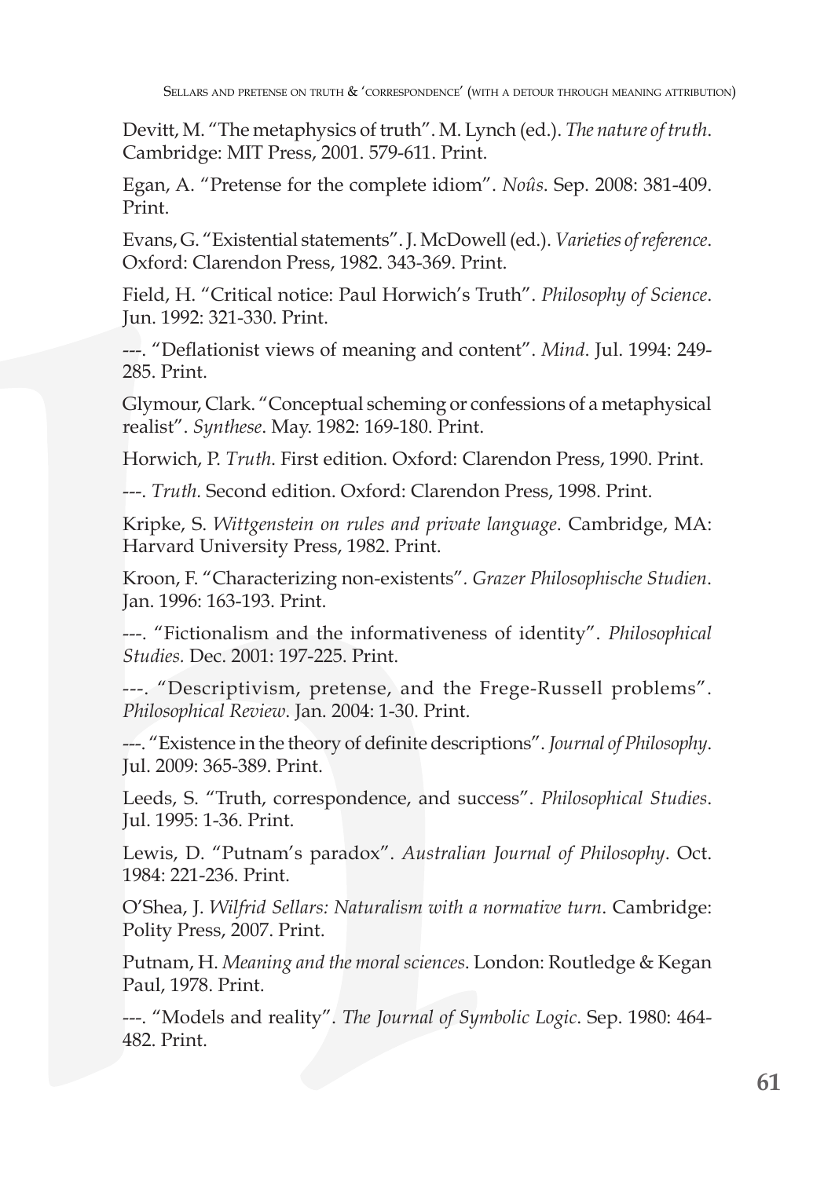Devitt, M. "The metaphysics of truth". M. Lynch (ed.). *The nature of truth*. Cambridge: MIT Press, 2001. 579-611. Print.

Egan, A. "Pretense for the complete idiom". *Noûs*. Sep. 2008: 381-409. Print.

Evans, G. "Existential statements". J. McDowell (ed.). *Varieties of reference*. Oxford: Clarendon Press, 1982. 343-369. Print.

Field, H. "Critical notice: Paul Horwich's Truth". *Philosophy of Science*. Jun. 1992: 321-330. Print.

---. "Deflationist views of meaning and content". *Mind*. Jul. 1994: 249-285. Print.

Glymour, Clark. "Conceptual scheming or confessions of a metaphysical realist". *Synthese*. May. 1982: 169-180. Print.

Horwich, P. *Truth*. First edition. Oxford: Clarendon Press, 1990. Print.

---. *Truth.* Second edition. Oxford: Clarendon Press, 1998. Print.

Kripke, S. *Wittgenstein on rules and private language*. Cambridge, MA: Harvard University Press, 1982. Print.

Kroon, F. "Characterizing non-existents". *Grazer Philosophische Studien*. Jan. 1996: 163-193. Print.

---. "Fictionalism and the informativeness of identity". *Philosophical Studies.* Dec. 2001: 197-225. Print.

---. "Descriptivism, pretense, and the Frege-Russell problems". *Philosophical Review*. Jan. 2004: 1-30. Print.

---. "Existence in the theory of definite descriptions". *Journal of Philosophy*. Jul. 2009: 365-389. Print.

Leeds, S. "Truth, correspondence, and success". *Philosophical Studies*. Jul. 1995: 1-36. Print.

Lewis, D. "Putnam's paradox". *Australian Journal of Philosophy*. Oct. 1984: 221-236. Print.

O'Shea, J. *Wilfrid Sellars: Naturalism with a normative turn*. Cambridge: Polity Press, 2007. Print.

Putnam, H. *Meaning and the moral sciences*. London: Routledge & Kegan Paul, 1978. Print.

---. "Models and reality". *The Journal of Symbolic Logic*. Sep. 1980: 464-482. Print.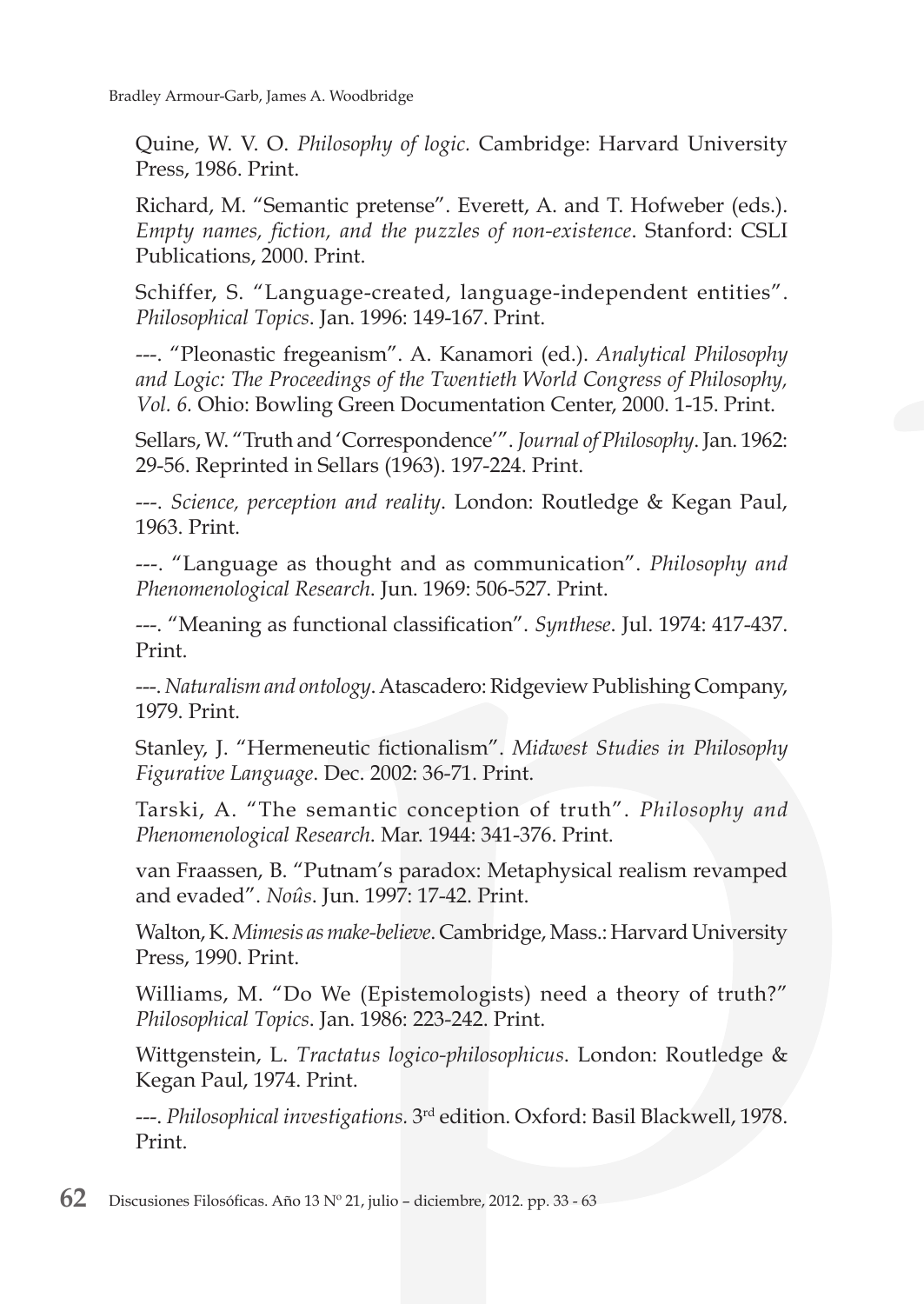Quine, W. V. O. *Philosophy of logic.* Cambridge: Harvard University Press, 1986. Print.

Richard, M. "Semantic pretense". Everett, A. and T. Hofweber (eds.). *Empty names, fiction, and the puzzles of non-existence*. Stanford: CSLI Publications, 2000. Print.

Schiffer, S. "Language-created, language-independent entities". *Philosophical Topics*. Jan. 1996: 149-167. Print.

---. "Pleonastic fregeanism". A. Kanamori (ed.). *Analytical Philosophy and Logic: The Proceedings of the Twentieth World Congress of Philosophy, Vol. 6.* Ohio: Bowling Green Documentation Center, 2000. 1-15. Print.

Sellars, W. "Truth and 'Correspondence'". *Journal of Philosophy*. Jan. 1962: 29-56. Reprinted in Sellars (1963). 197-224. Print.

---. *Science, perception and reality*. London: Routledge & Kegan Paul, 1963. Print.

---. "Language as thought and as communication". *Philosophy and Phenomenological Research*. Jun. 1969: 506-527. Print.

---. "Meaning as functional classification". *Synthese*. Jul. 1974: 417-437. Print.

---. *Naturalism and ontology*. Atascadero: Ridgeview Publishing Company, 1979. Print.

Stanley, J. "Hermeneutic fictionalism". *Midwest Studies in Philosophy Figurative Language*. Dec. 2002: 36-71. Print.

Tarski, A. "The semantic conception of truth". *Philosophy and Phenomenological Research*. Mar. 1944: 341-376. Print.

van Fraassen, B. "Putnam's paradox: Metaphysical realism revamped and evaded". *Noûs*. Jun. 1997: 17-42. Print.

Walton, K. *Mimesis as make-believe*. Cambridge, Mass.: Harvard University Press, 1990. Print.

Williams, M. "Do We (Epistemologists) need a theory of truth?" *Philosophical Topics*. Jan. 1986: 223-242. Print.

Wittgenstein, L. *Tractatus logico-philosophicus*. London: Routledge & Kegan Paul, 1974. Print.

---. *Philosophical investigations.* 3rd edition. Oxford: Basil Blackwell, 1978. Print.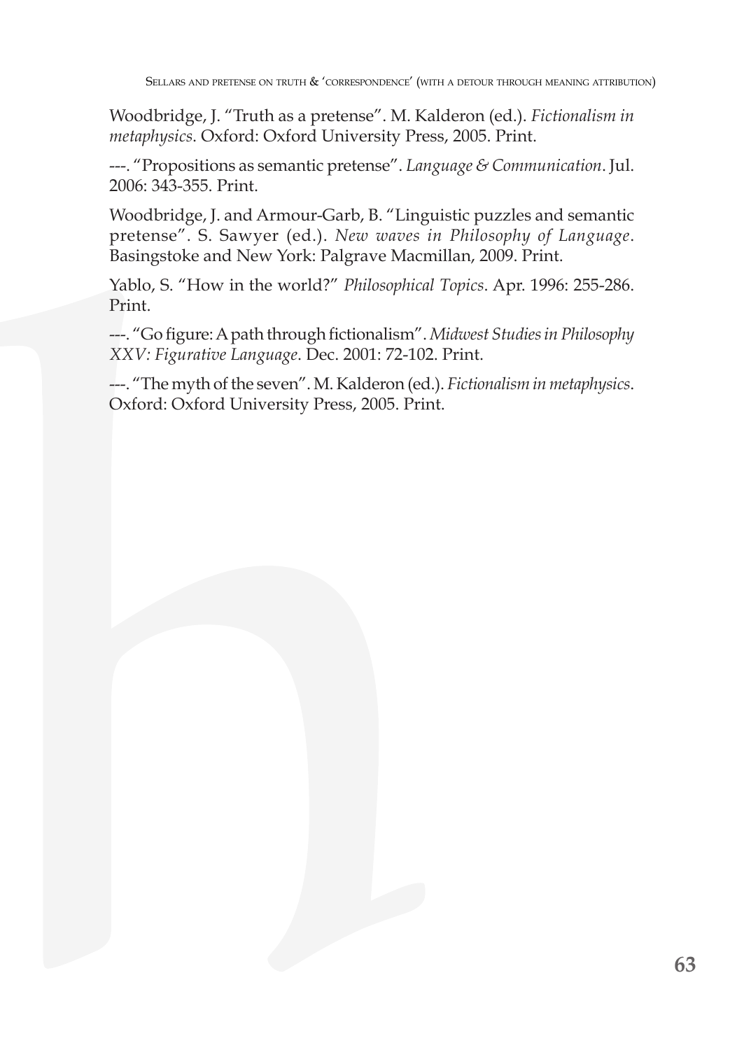Woodbridge, J. "Truth as a pretense". M. Kalderon (ed.). *Fictionalism in metaphysics*. Oxford: Oxford University Press, 2005. Print.

---. "Propositions as semantic pretense". *Language & Communication*. Jul. 2006: 343-355. Print.

Woodbridge, J. and Armour-Garb, B. "Linguistic puzzles and semantic pretense". S. Sawyer (ed.). *New waves in Philosophy of Language*. Basingstoke and New York: Palgrave Macmillan, 2009. Print.

Yablo, S. "How in the world?" *Philosophical Topics*. Apr. 1996: 255-286. Print.

---. "Go figure: A path through fictionalism". *Midwest Studies in Philosophy XXV: Figurative Language*. Dec. 2001: 72-102. Print.

---. "The myth of the seven". M. Kalderon (ed.). *Fictionalism in metaphysics*. Oxford: Oxford University Press, 2005. Print.